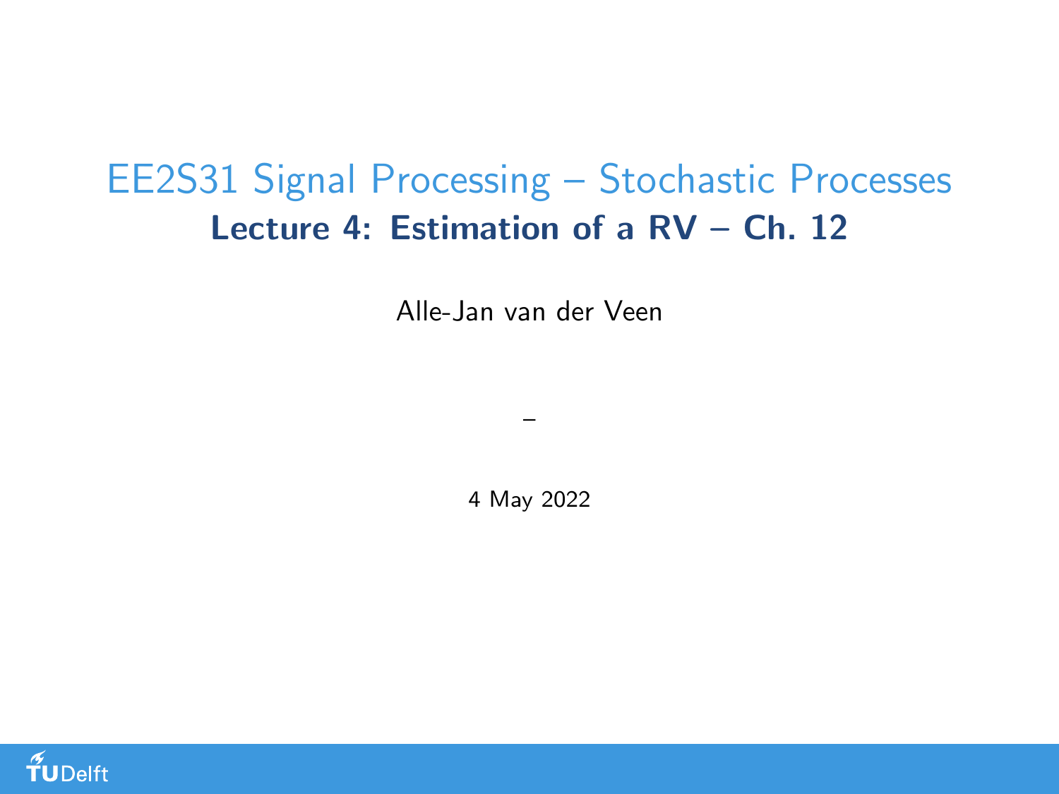# EE2S31 Signal Processing – Stochastic Processes

## Lecture 4: Estimation of a RV – Ch. 12

Alle-Jan van der Veen

–

4 May 2022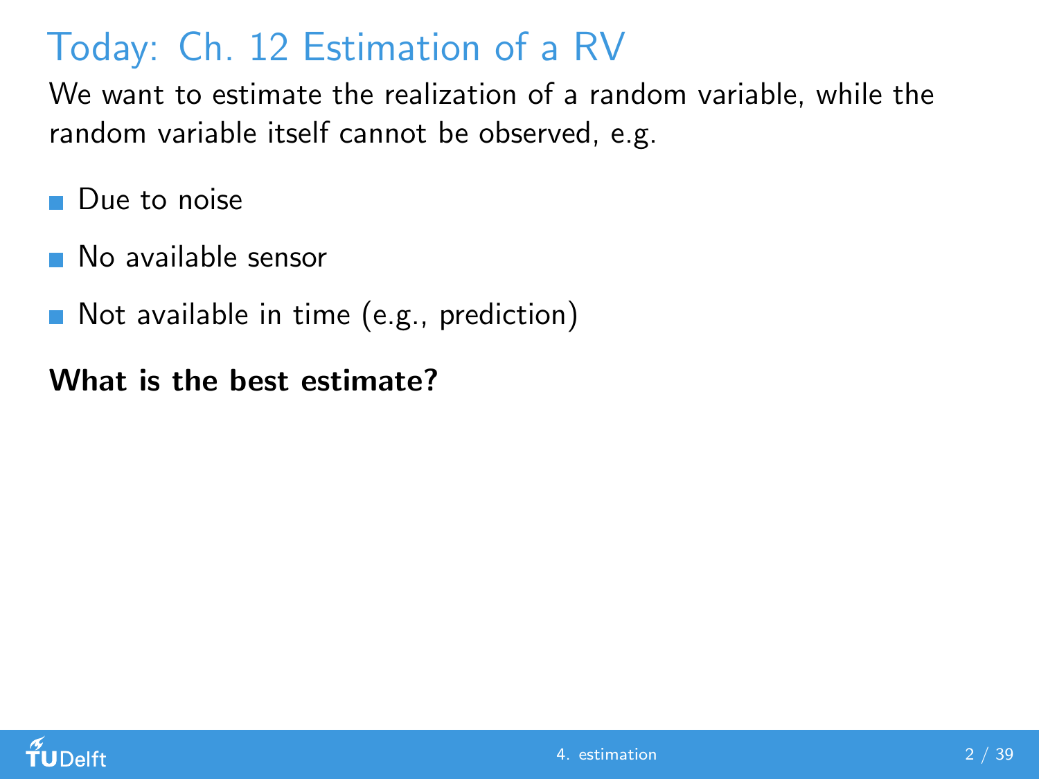# Today: Ch. 12 Estimation of a RV

We want to estimate the realization of a random variable, while the random variable itself cannot be observed, e.g.

- Due to noise
- No available sensor
- Not available in time (e.g., prediction)

**What is the best estimate?**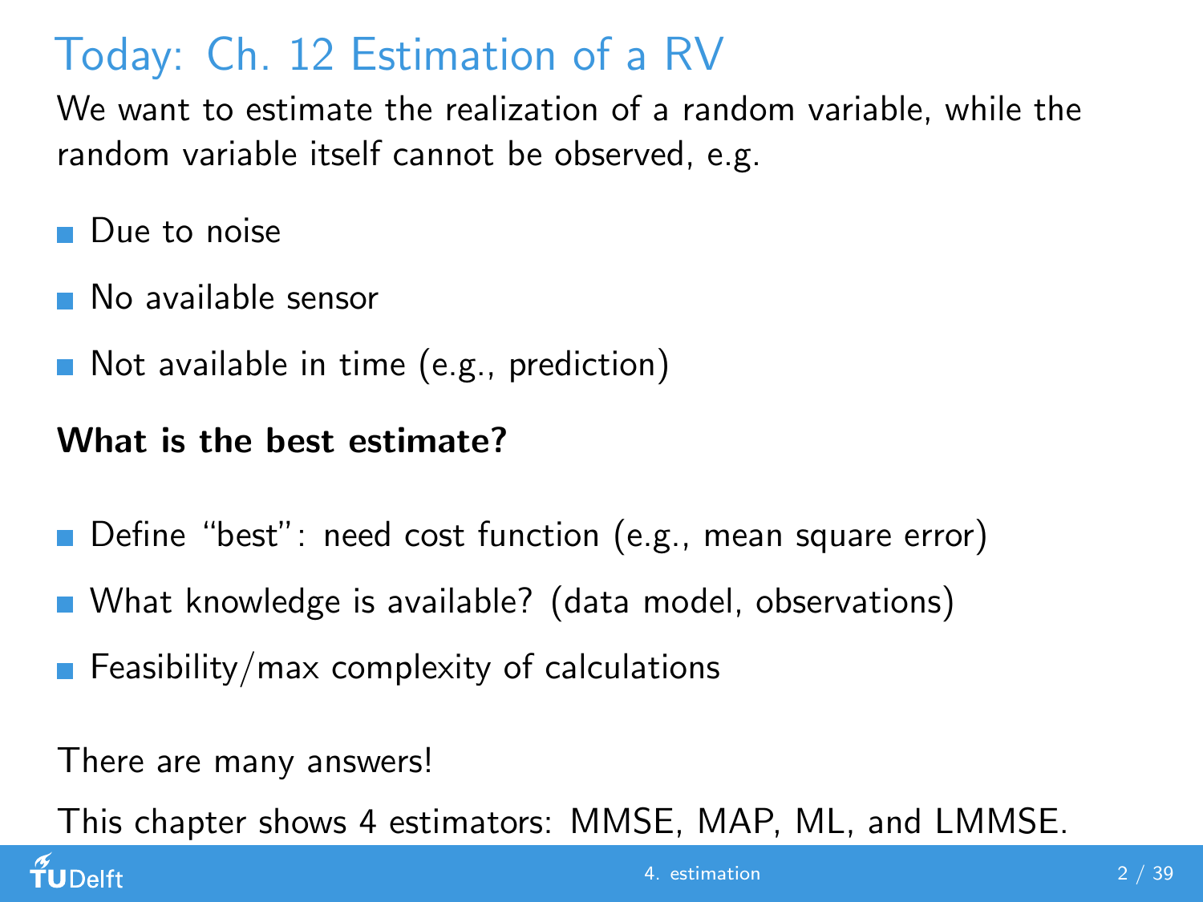# Today: Ch. 12 Estimation of a RV

We want to estimate the realization of a random variable, while the random variable itself cannot be observed, e.g.

- Due to noise
- No available sensor
- Not available in time (e.g., prediction)

**What is the best estimate?**

- Define “best”: need cost function (e.g., mean square error)
- What knowledge is available? (data model, observations)
- Feasibility/max complexity of calculations

There are many answers!

This chapter shows 4 estimators: MMSE, MAP, ML, and LMMSE.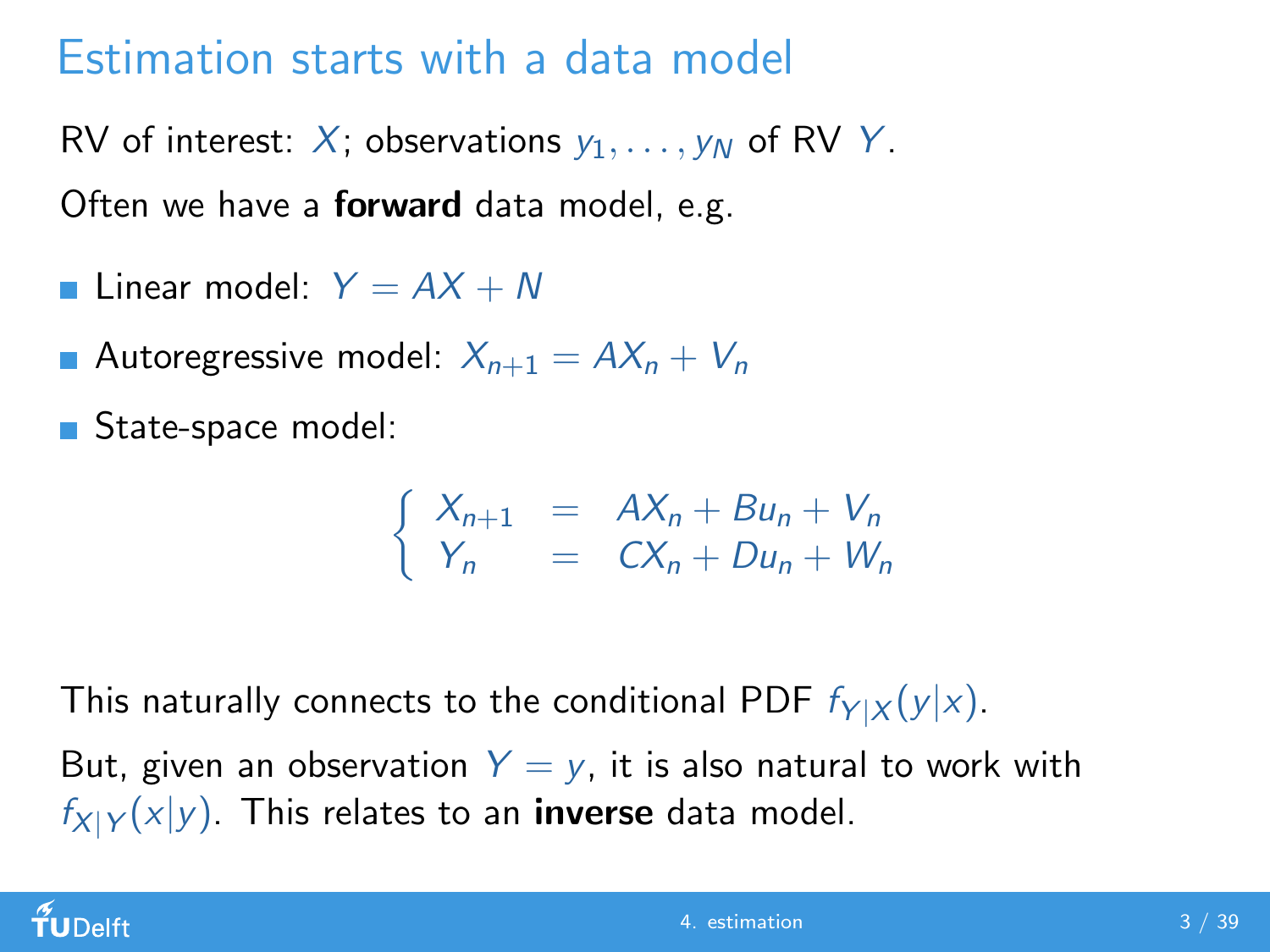# Estimation starts with a data model

RV of interest: $X$; observations $y_1, \ldots, y_N$ of RV $Y$.

Often we have a **forward** data model, e.g.

- Linear model: $Y = AX + N$
- Autoregressive model: $X_{n+1} = AX_n + V_n$
- State-space model:

$$\begin{cases} X_{n+1} &= AX_n + Bu_n + V_n \\ Y_n &= CX_n + Du_n + W_n \end{cases}$$

This naturally connects to the conditional PDF $f_{Y|X}(y|x)$.

But, given an observation $Y = y$, it is also natural to work with $f_{X|Y}(x|y)$. This relates to an **inverse** data model.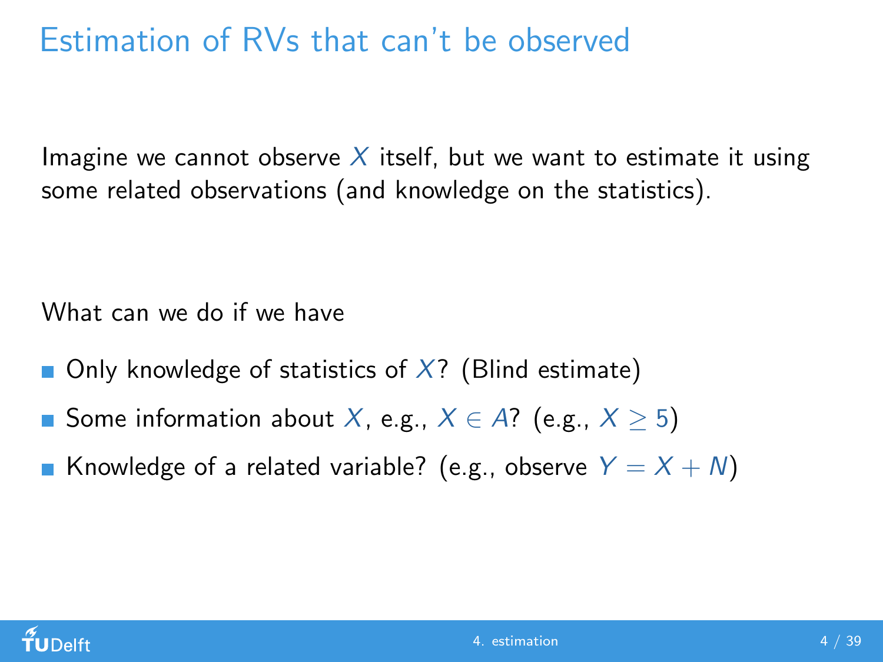# Estimation of RVs that can't be observed

Imagine we cannot observe $X$ itself, but we want to estimate it using some related observations (and knowledge on the statistics).

What can we do if we have

- Only knowledge of statistics of $X$? (Blind estimate)
- Some information about $X$, e.g., $X \in A$? (e.g., $X \geq 5$)
- Knowledge of a related variable? (e.g., observe $Y = X + N$)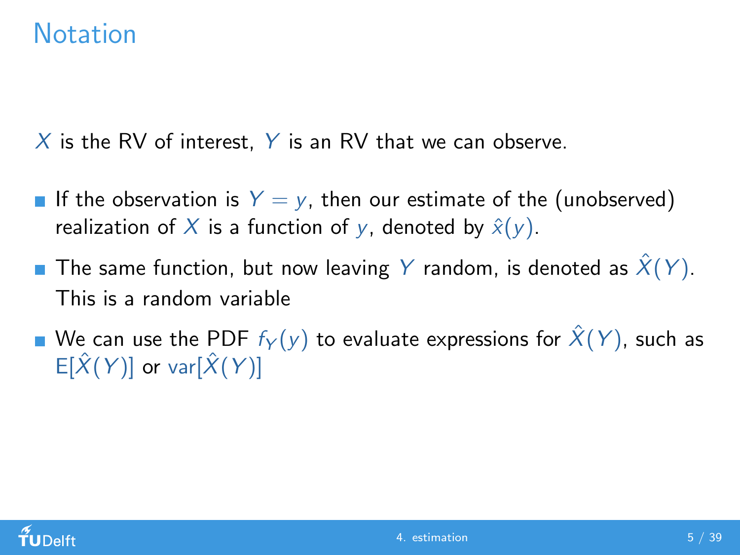# Notation

$X$ is the RV of interest, $Y$ is an RV that we can observe.

- If the observation is $Y = y$, then our estimate of the (unobserved) realization of $X$ is a function of $y$, denoted by $\hat{x}(y)$.
- The same function, but now leaving $Y$ random, is denoted as $\hat{X}(Y)$. This is a random variable
- We can use the PDF $f_Y(y)$ to evaluate expressions for $\hat{X}(Y)$, such as $\mathrm{E}[\hat{X}(Y)]$ or $\mathrm{var}[\hat{X}(Y)]$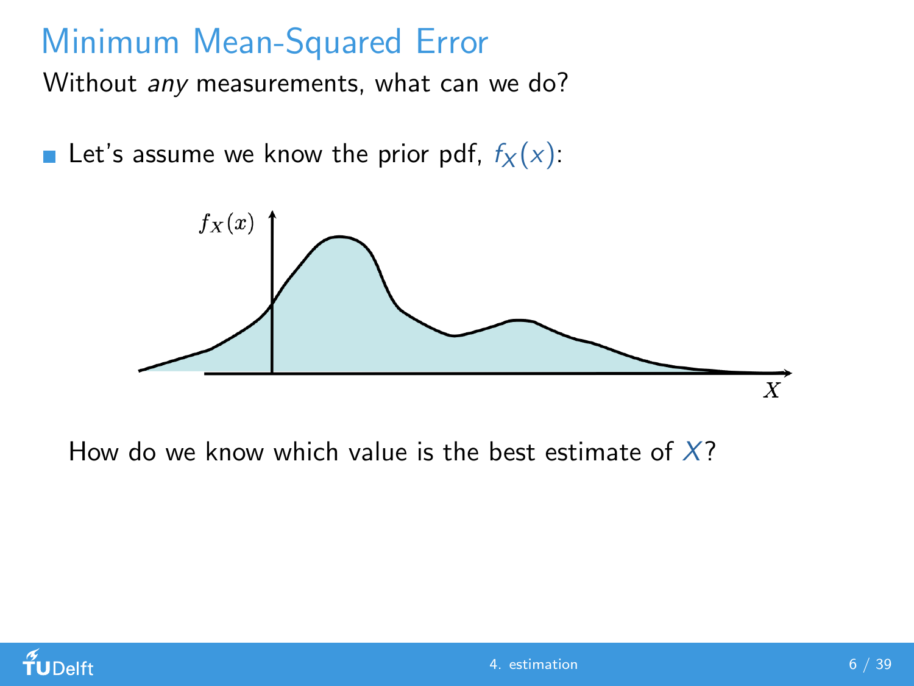# Minimum Mean-Squared Error

Without *any* measurements, what can we do?

- Let's assume we know the prior pdf, $f_X(x)$:

How do we know which value is the best estimate of $X$?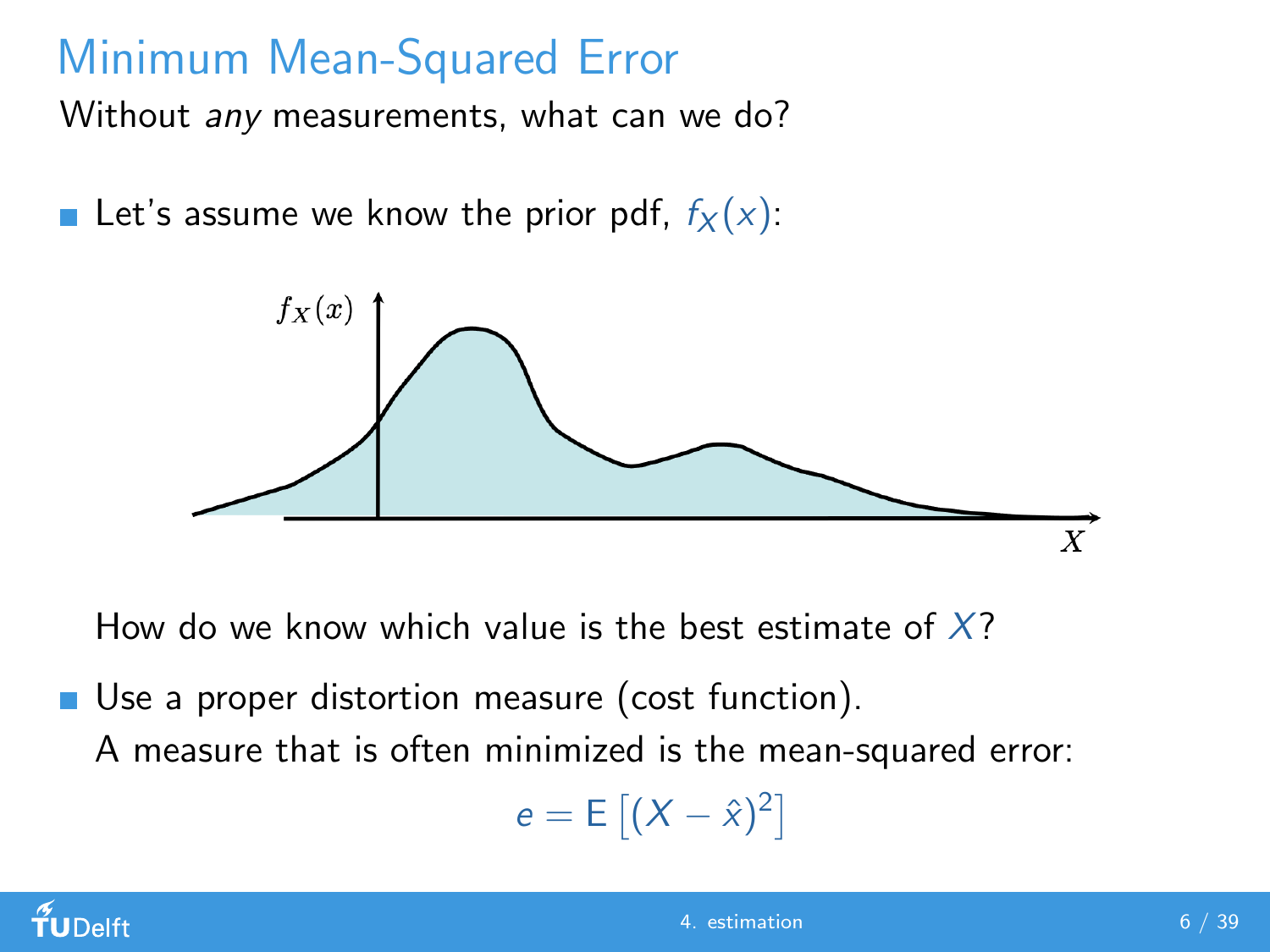# Minimum Mean-Squared Error

Without *any* measurements, what can we do?

- Let's assume we know the prior pdf, $f_X(x)$:

How do we know which value is the best estimate of $X$?

- Use a proper distortion measure (cost function).

  A measure that is often minimized is the mean-squared error:

$$e = \mathrm{E}\left[(X - \hat{x})^2\right]$$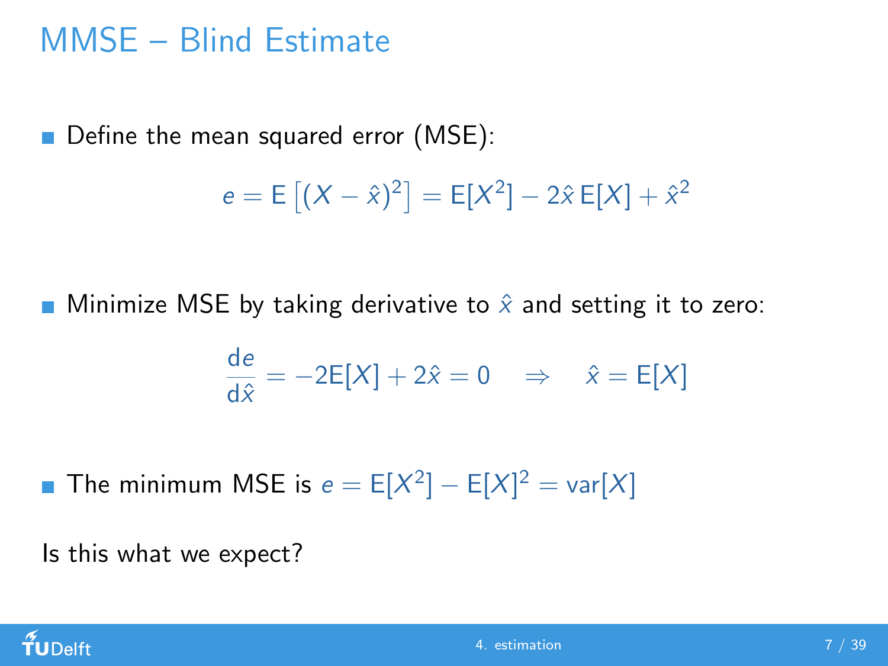# MMSE – Blind Estimate

- Define the mean squared error (MSE):

$$e = \mathrm{E}\left[(X - \hat{x})^2\right] = \mathrm{E}[X^2] - 2\hat{x}\,\mathrm{E}[X] + \hat{x}^2$$

- Minimize MSE by taking derivative to $\hat{x}$ and setting it to zero:

$$\frac{\mathrm{d}e}{\mathrm{d}\hat{x}} = -2\mathrm{E}[X] + 2\hat{x} = 0 \quad \Rightarrow \quad \hat{x} = \mathrm{E}[X]$$

- The minimum MSE is $e = \mathrm{E}[X^2] - \mathrm{E}[X]^2 = \mathrm{var}[X]$

Is this what we expect?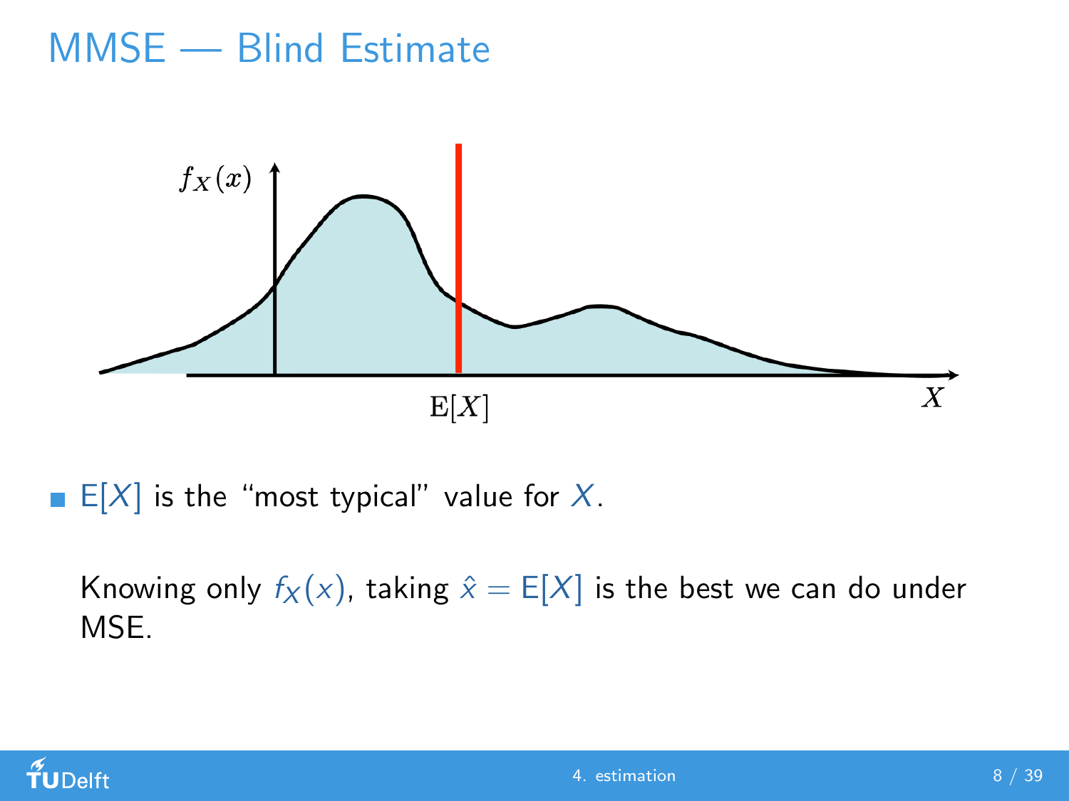# MMSE — Blind Estimate

- $\mathrm{E}[X]$ is the "most typical" value for $X$.

  Knowing only $f_X(x)$, taking $\hat{x} = \mathrm{E}[X]$ is the best we can do under MSE.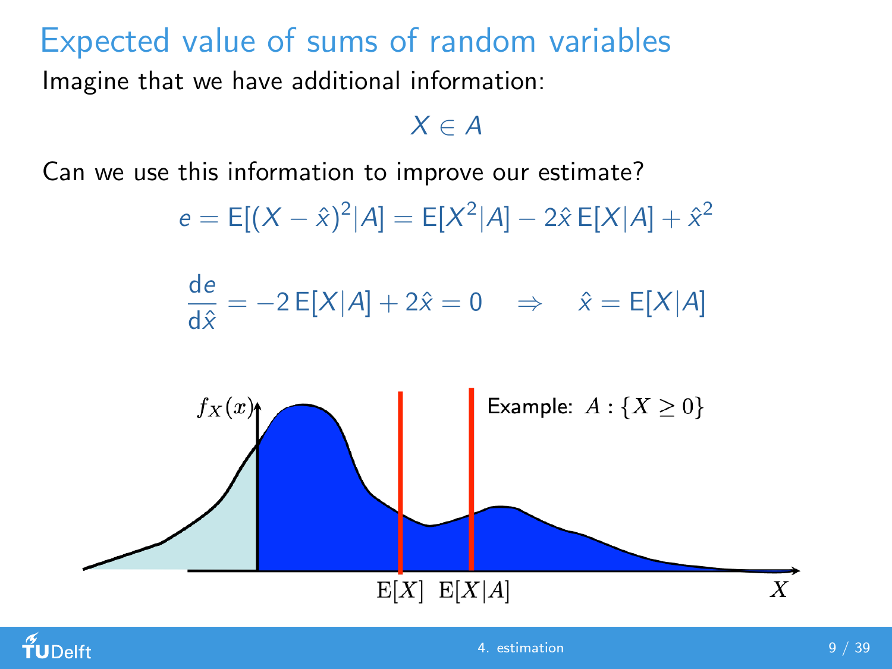# Expected value of sums of random variables

Imagine that we have additional information:

$$X \in A$$

Can we use this information to improve our estimate?

$$e = \mathrm{E}[(X - \hat{x})^2 | A] = \mathrm{E}[X^2 | A] - 2\hat{x}\,\mathrm{E}[X|A] + \hat{x}^2$$

$$\frac{\mathrm{d}e}{\mathrm{d}\hat{x}} = -2\,\mathrm{E}[X|A] + 2\hat{x} = 0 \quad \Rightarrow \quad \hat{x} = \mathrm{E}[X|A]$$

$f_X(x)$

Example: $A : \{X \geq 0\}$

$\mathrm{E}[X]$ $\mathrm{E}[X|A]$ $X$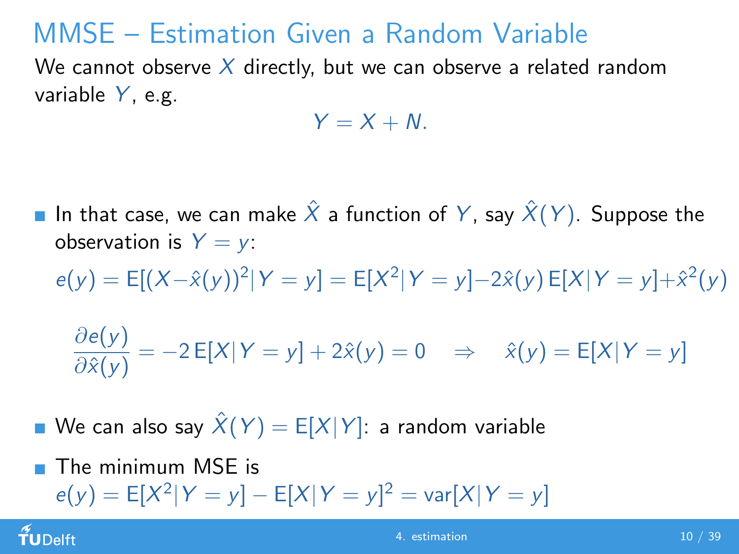# MMSE – Estimation Given a Random Variable

We cannot observe $X$ directly, but we can observe a related random variable $Y$, e.g.

$$Y = X + N.$$

- In that case, we can make $\hat{X}$ a function of $Y$, say $\hat{X}(Y)$. Suppose the observation is $Y = y$:

$$e(y) = \mathrm{E}[(X - \hat{x}(y))^2 | Y = y] = \mathrm{E}[X^2 | Y = y] - 2\hat{x}(y)\,\mathrm{E}[X | Y = y] + \hat{x}^2(y)$$

$$\frac{\partial e(y)}{\partial \hat{x}(y)} = -2\,\mathrm{E}[X|Y = y] + 2\hat{x}(y) = 0 \quad \Rightarrow \quad \hat{x}(y) = \mathrm{E}[X|Y = y]$$

- We can also say $\hat{X}(Y) = \mathrm{E}[X|Y]$: a random variable
- The minimum MSE is $e(y) = \mathrm{E}[X^2|Y = y] - \mathrm{E}[X|Y = y]^2 = \mathrm{var}[X|Y = y]$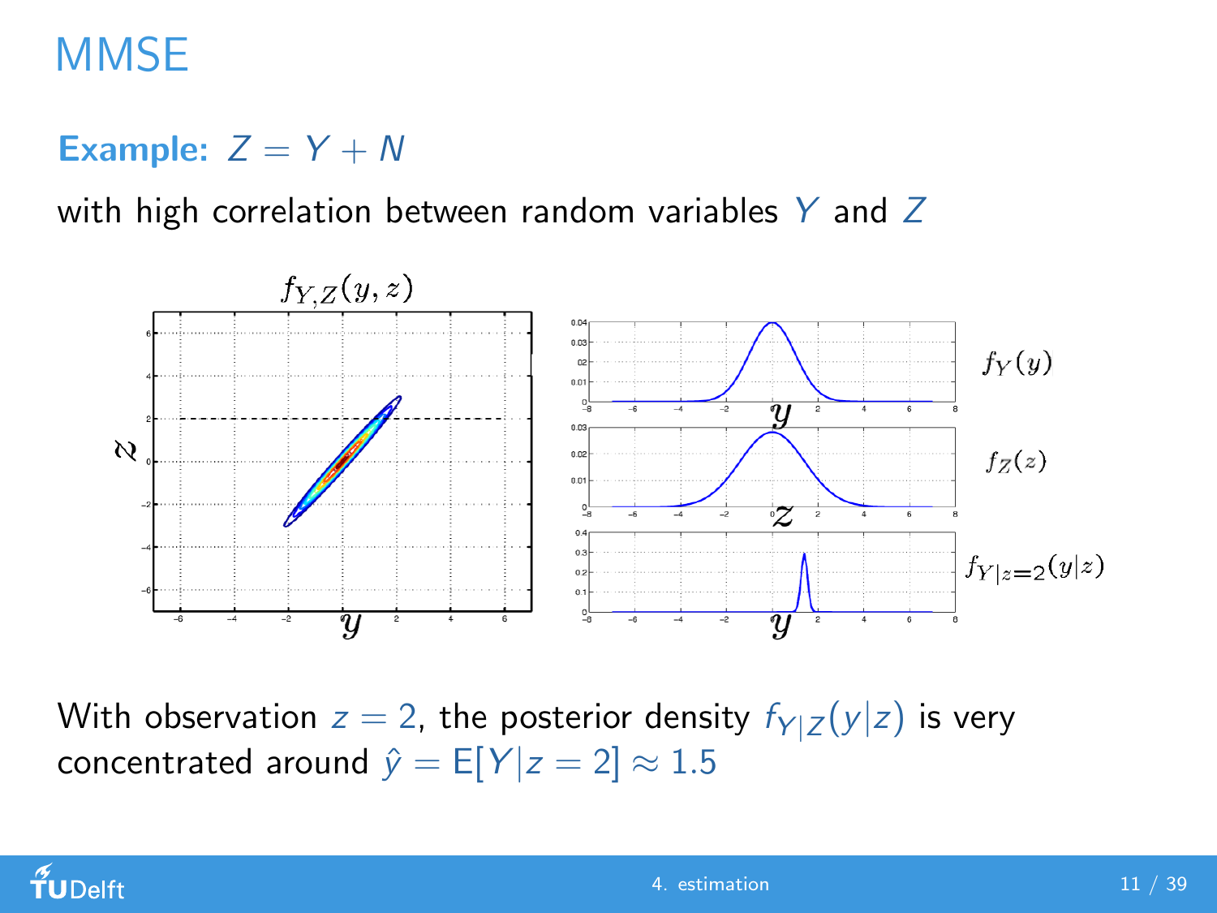# MMSE

**Example:** $Z = Y + N$

with high correlation between random variables $Y$ and $Z$

With observation $z = 2$, the posterior density $f_{Y|Z}(y|z)$ is very concentrated around $\hat{y} = \mathrm{E}[Y|z = 2] \approx 1.5$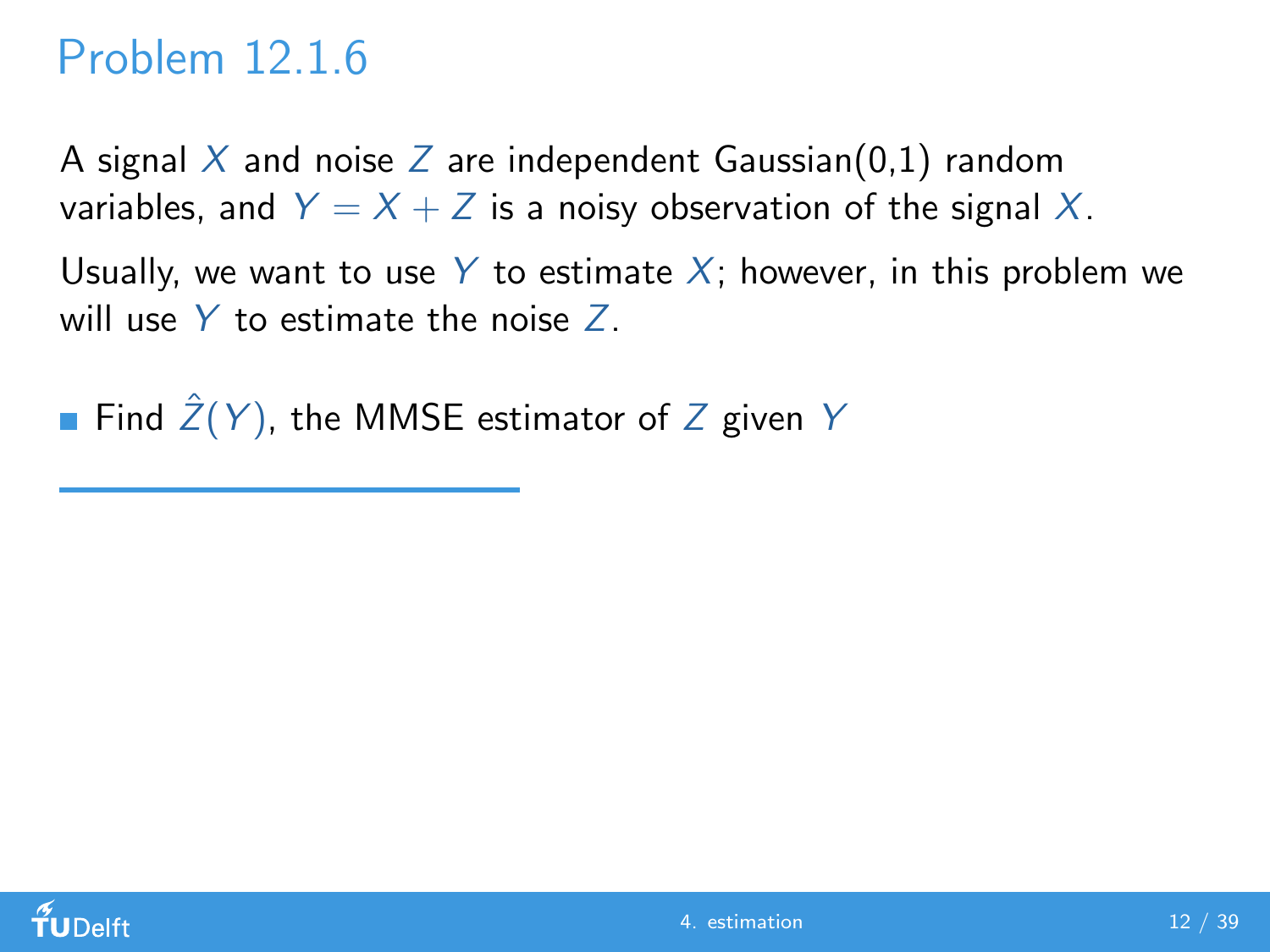# Problem 12.1.6

A signal $X$ and noise $Z$ are independent Gaussian(0,1) random variables, and $Y = X + Z$ is a noisy observation of the signal $X$.

Usually, we want to use $Y$ to estimate $X$; however, in this problem we will use $Y$ to estimate the noise $Z$.

- Find $\hat{Z}(Y)$, the MMSE estimator of $Z$ given $Y$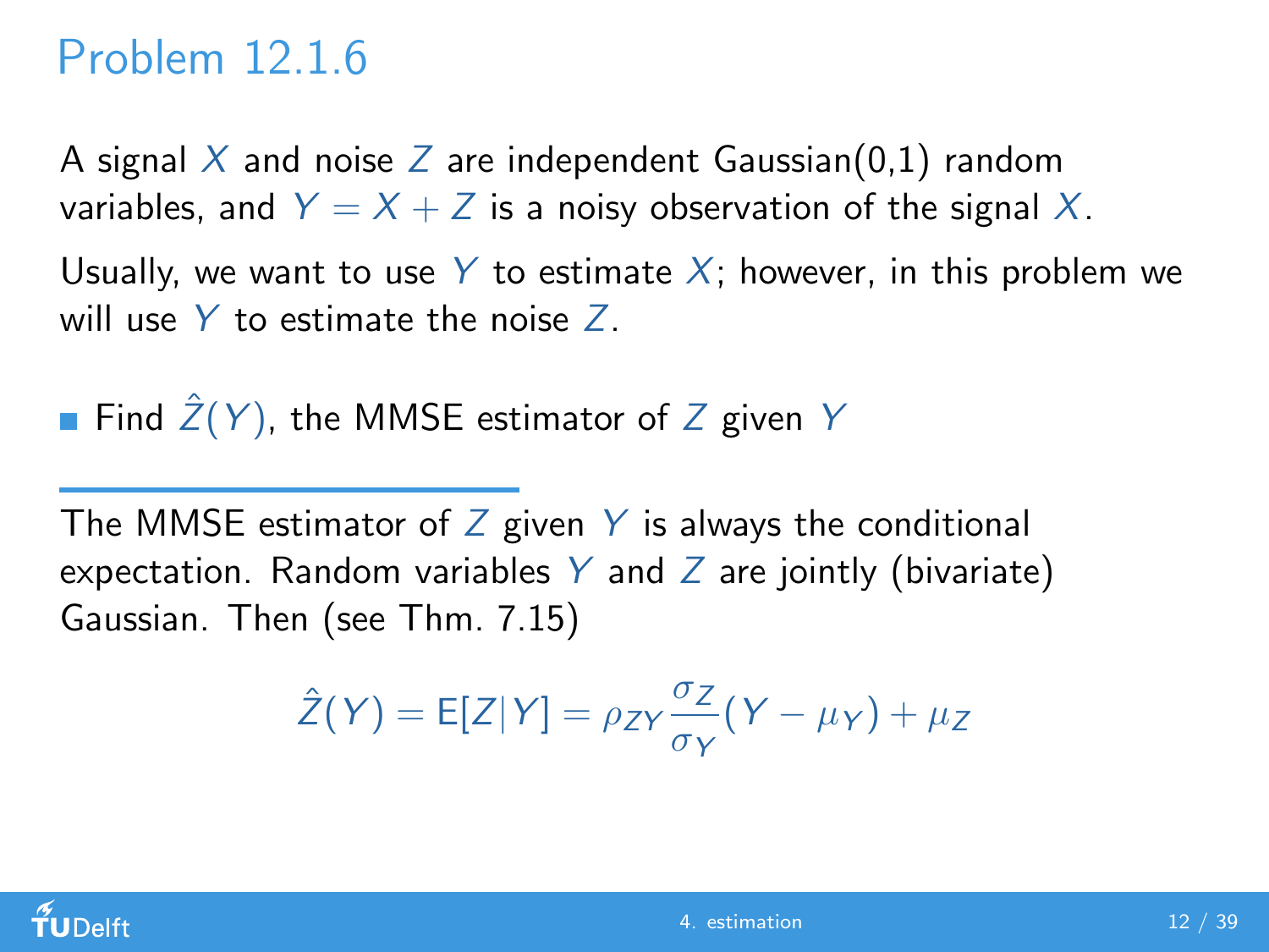# Problem 12.1.6

A signal $X$ and noise $Z$ are independent Gaussian(0,1) random variables, and $Y = X + Z$ is a noisy observation of the signal $X$.

Usually, we want to use $Y$ to estimate $X$; however, in this problem we will use $Y$ to estimate the noise $Z$.

- Find $\hat{Z}(Y)$, the MMSE estimator of $Z$ given $Y$

---

The MMSE estimator of $Z$ given $Y$ is always the conditional expectation. Random variables $Y$ and $Z$ are jointly (bivariate) Gaussian. Then (see Thm. 7.15)

$$\hat{Z}(Y) = \mathrm{E}[Z|Y] = \rho_{ZY} \frac{\sigma_Z}{\sigma_Y}(Y - \mu_Y) + \mu_Z$$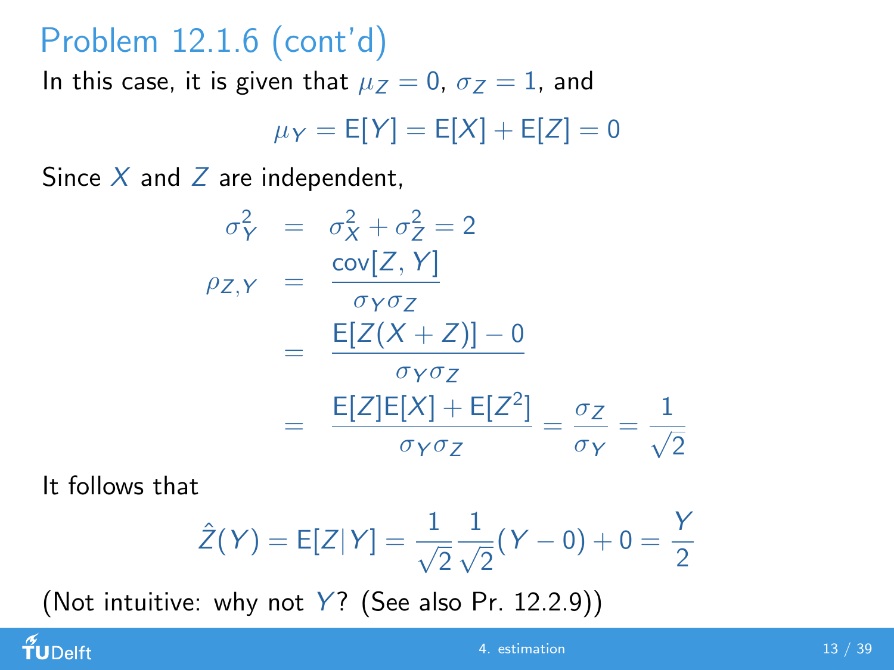# Problem 12.1.6 (cont'd)

In this case, it is given that $\mu_Z = 0$, $\sigma_Z = 1$, and

$$\mu_Y = \mathsf{E}[Y] = \mathsf{E}[X] + \mathsf{E}[Z] = 0$$

Since $X$ and $Z$ are independent,

$$\begin{aligned}
\sigma_Y^2 &= \sigma_X^2 + \sigma_Z^2 = 2 \\
\rho_{Z,Y} &= \frac{\mathsf{cov}[Z,Y]}{\sigma_Y \sigma_Z} \\
&= \frac{\mathsf{E}[Z(X+Z)] - 0}{\sigma_Y \sigma_Z} \\
&= \frac{\mathsf{E}[Z]\mathsf{E}[X] + \mathsf{E}[Z^2]}{\sigma_Y \sigma_Z} = \frac{\sigma_Z}{\sigma_Y} = \frac{1}{\sqrt{2}}
\end{aligned}$$

It follows that

$$\hat{Z}(Y) = \mathsf{E}[Z|Y] = \frac{1}{\sqrt{2}} \frac{1}{\sqrt{2}}(Y - 0) + 0 = \frac{Y}{2}$$

(Not intuitive: why not $Y$? (See also Pr. 12.2.9))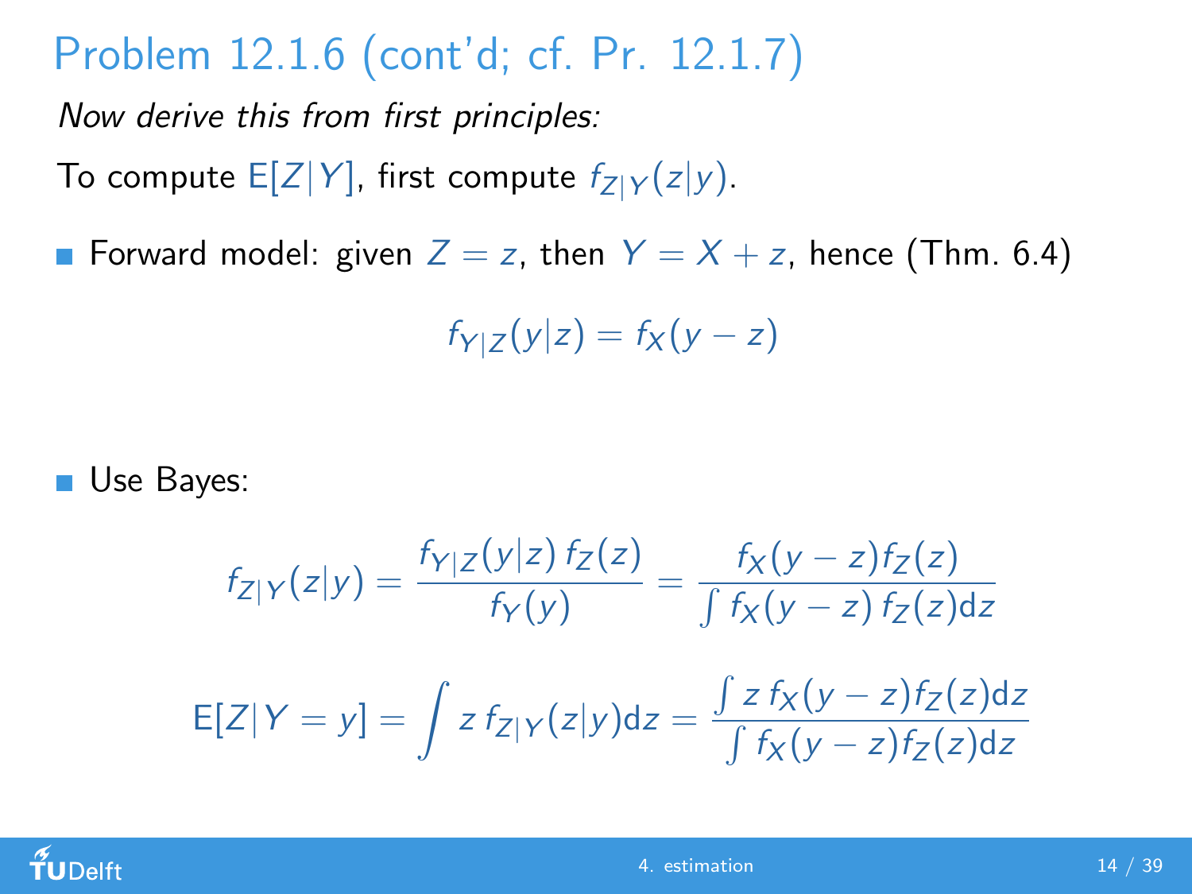# Problem 12.1.6 (cont'd; cf. Pr. 12.1.7)

*Now derive this from first principles:*

To compute $E[Z|Y]$, first compute $f_{Z|Y}(z|y)$.

- Forward model: given $Z = z$, then $Y = X + z$, hence (Thm. 6.4)

$$f_{Y|Z}(y|z) = f_X(y - z)$$

- Use Bayes:

$$f_{Z|Y}(z|y) = \frac{f_{Y|Z}(y|z)\, f_Z(z)}{f_Y(y)} = \frac{f_X(y-z) f_Z(z)}{\int f_X(y-z)\, f_Z(z) \mathrm{d}z}$$

$$E[Z|Y = y] = \int z\, f_{Z|Y}(z|y) \mathrm{d}z = \frac{\int z\, f_X(y-z) f_Z(z) \mathrm{d}z}{\int f_X(y-z) f_Z(z) \mathrm{d}z}$$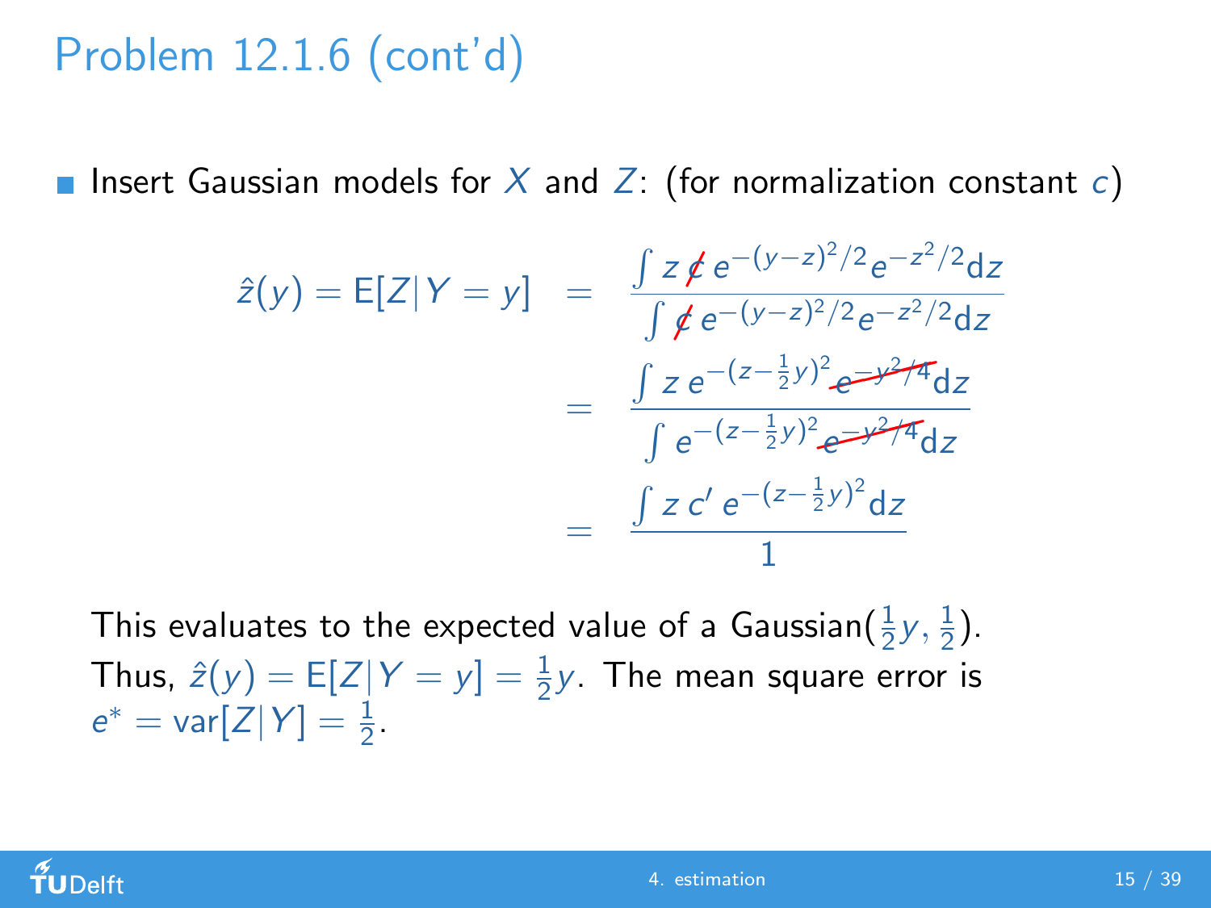# Problem 12.1.6 (cont'd)

- Insert Gaussian models for $X$ and $Z$: (for normalization constant $c$)

$$
\begin{aligned}
\hat{z}(y) = \mathrm{E}[Z|Y=y] &= \frac{\int z\, \cancel{c}\, e^{-(y-z)^2/2} e^{-z^2/2} \mathrm{d}z}{\int \cancel{c}\, e^{-(y-z)^2/2} e^{-z^2/2} \mathrm{d}z} \\
&= \frac{\int z\, e^{-(z-\frac{1}{2}y)^2} \cancel{e^{-y^2/4}} \mathrm{d}z}{\int e^{-(z-\frac{1}{2}y)^2} \cancel{e^{-y^2/4}} \mathrm{d}z} \\
&= \frac{\int z\, c'\, e^{-(z-\frac{1}{2}y)^2} \mathrm{d}z}{1}
\end{aligned}
$$

This evaluates to the expected value of a Gaussian($\frac{1}{2}y, \frac{1}{2}$). Thus, $\hat{z}(y) = \mathrm{E}[Z|Y=y] = \frac{1}{2}y$. The mean square error is $e^* = \mathrm{var}[Z|Y] = \frac{1}{2}$.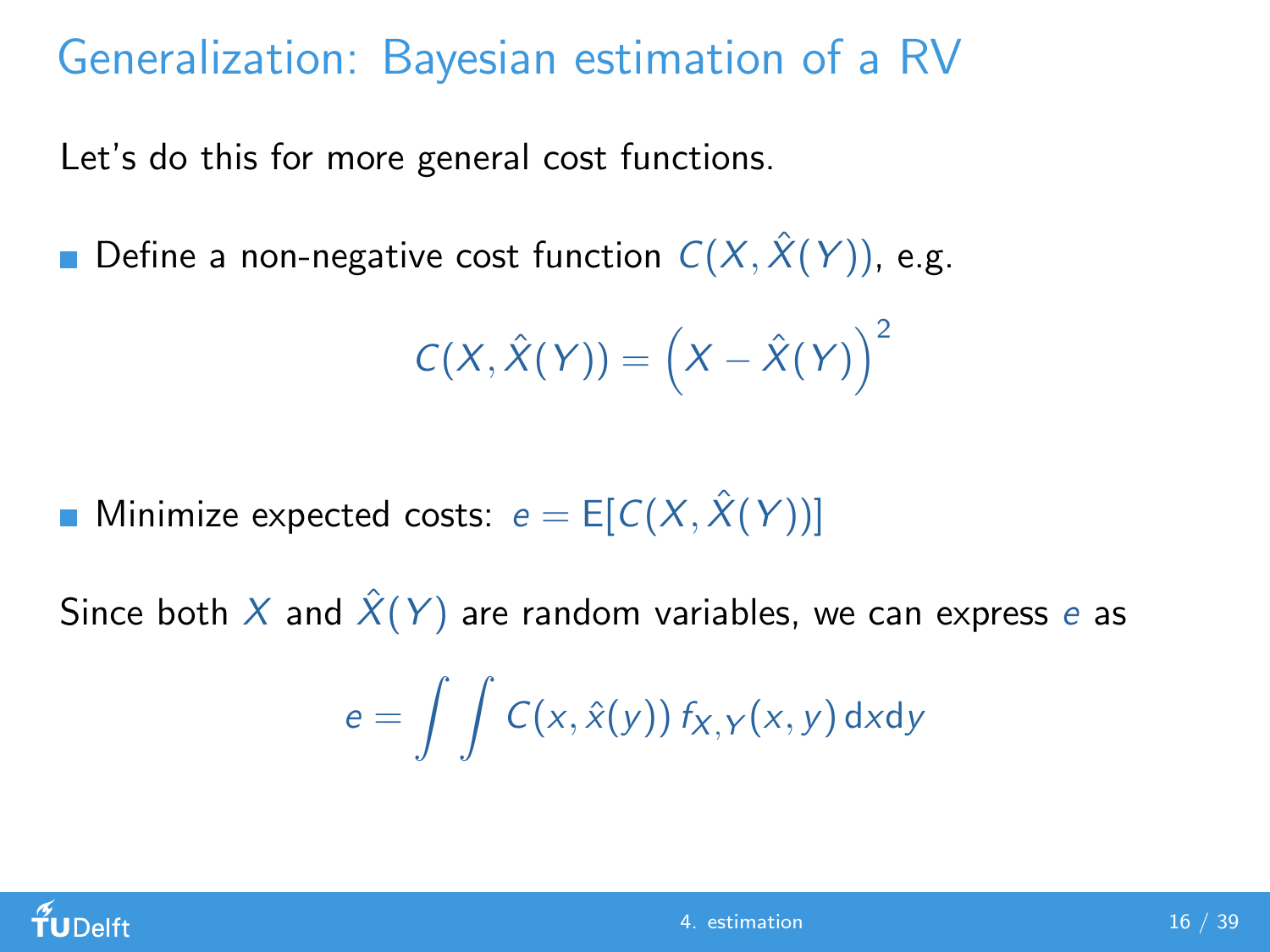# Generalization: Bayesian estimation of a RV

Let's do this for more general cost functions.

- Define a non-negative cost function $C(X, \hat{X}(Y))$, e.g.

$$C(X, \hat{X}(Y)) = \left(X - \hat{X}(Y)\right)^2$$

- Minimize expected costs: $e = \mathrm{E}[C(X, \hat{X}(Y))]$

Since both $X$ and $\hat{X}(Y)$ are random variables, we can express $e$ as

$$e = \int \int C(x, \hat{x}(y)) \, f_{X,Y}(x, y) \, \mathrm{d}x \mathrm{d}y$$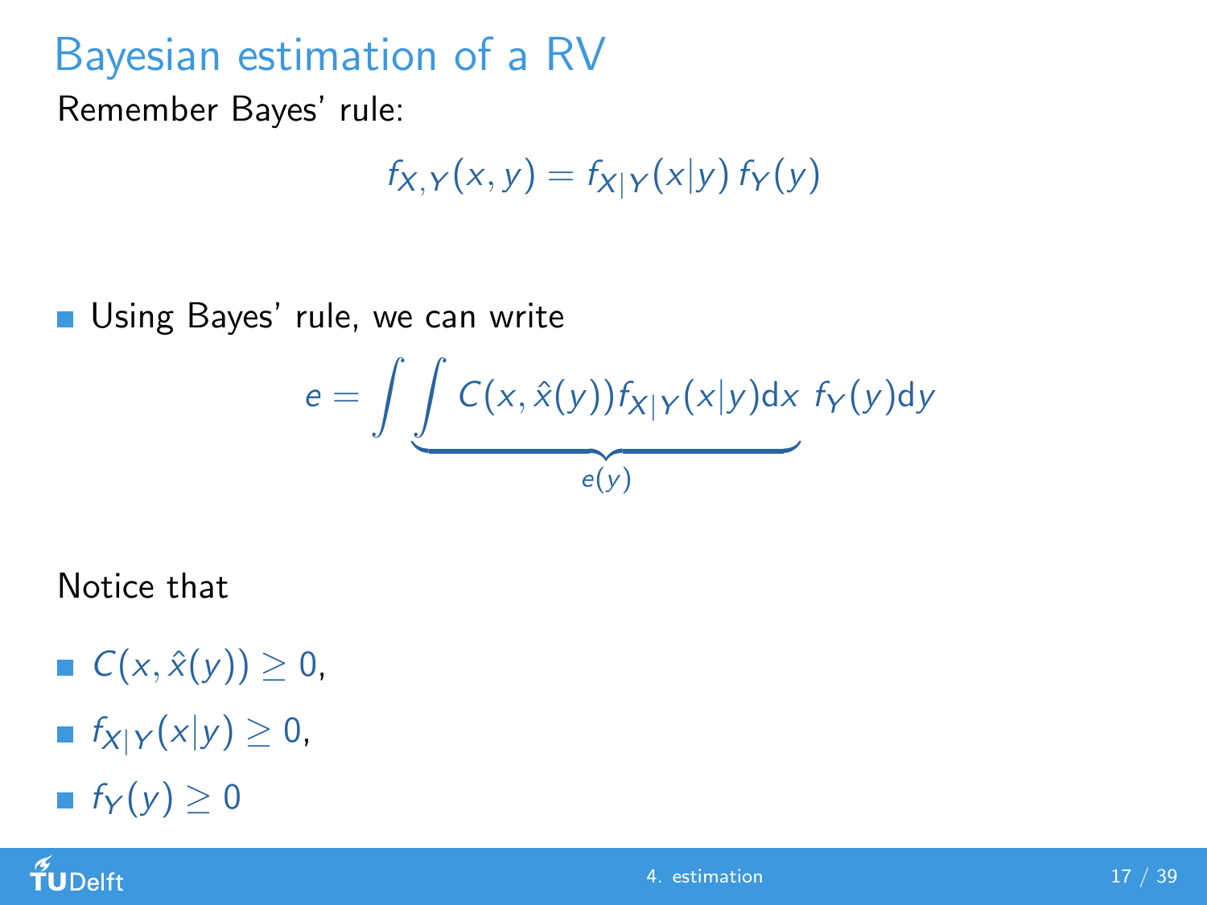# Bayesian estimation of a RV

Remember Bayes' rule:

$$f_{X,Y}(x,y) = f_{X|Y}(x|y)\, f_Y(y)$$

- Using Bayes' rule, we can write

$$e = \int \underbrace{\int C(x, \hat{x}(y)) f_{X|Y}(x|y) \mathrm{d}x}_{e(y)}\, f_Y(y) \mathrm{d}y$$

Notice that

- $C(x, \hat{x}(y)) \geq 0$,
- $f_{X|Y}(x|y) \geq 0$,
- $f_Y(y) \geq 0$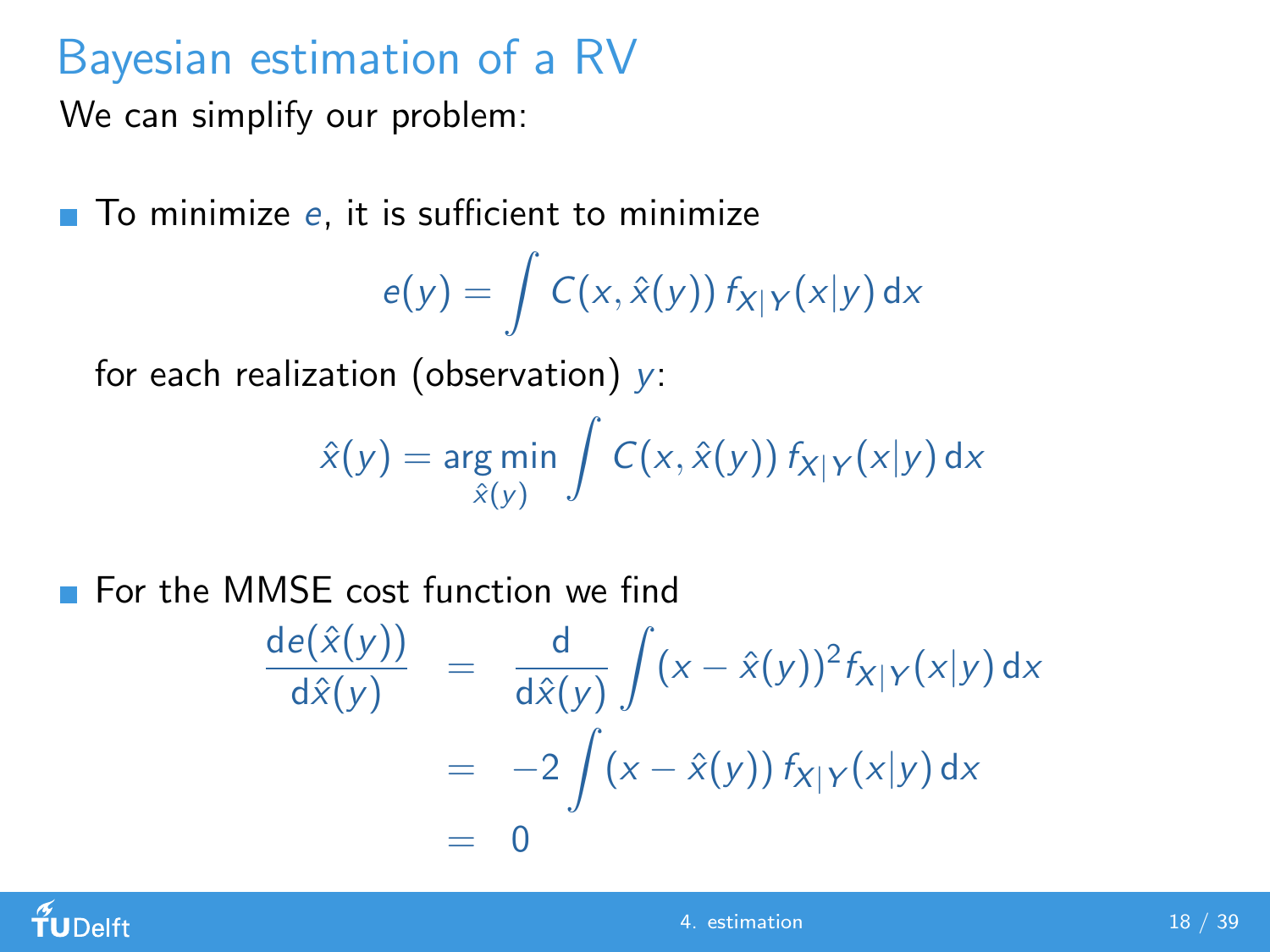# Bayesian estimation of a RV

We can simplify our problem:

- To minimize $e$, it is sufficient to minimize

$$e(y) = \int C(x, \hat{x}(y))\, f_{X|Y}(x|y)\, \mathrm{d}x$$

  for each realization (observation) $y$:

$$\hat{x}(y) = \underset{\hat{x}(y)}{\arg\min} \int C(x, \hat{x}(y))\, f_{X|Y}(x|y)\, \mathrm{d}x$$

- For the MMSE cost function we find

$$\begin{aligned}
\frac{\mathrm{d}e(\hat{x}(y))}{\mathrm{d}\hat{x}(y)} &= \frac{\mathrm{d}}{\mathrm{d}\hat{x}(y)} \int (x - \hat{x}(y))^2 f_{X|Y}(x|y)\, \mathrm{d}x \\
&= -2 \int (x - \hat{x}(y))\, f_{X|Y}(x|y)\, \mathrm{d}x \\
&= 0
\end{aligned}$$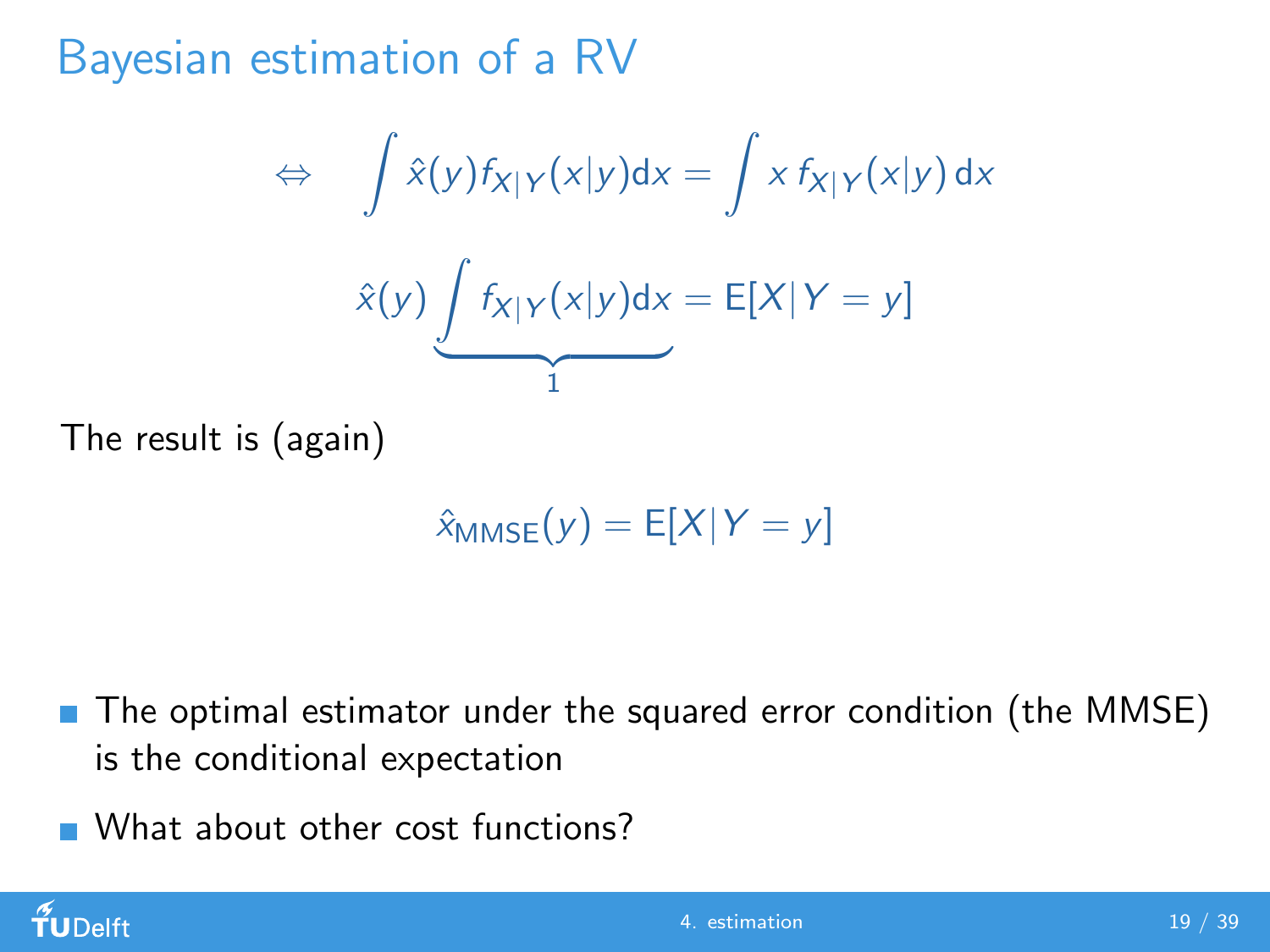## Bayesian estimation of a RV

$$\Leftrightarrow \quad \int \hat{x}(y) f_{X|Y}(x|y) \mathrm{d}x = \int x \, f_{X|Y}(x|y) \, \mathrm{d}x$$

$$\hat{x}(y) \underbrace{\int f_{X|Y}(x|y) \mathrm{d}x}_{1} = \mathrm{E}[X|Y=y]$$

The result is (again)

$$\hat{x}_{\mathrm{MMSE}}(y) = \mathrm{E}[X|Y=y]$$

- The optimal estimator under the squared error condition (the MMSE) is the conditional expectation
- What about other cost functions?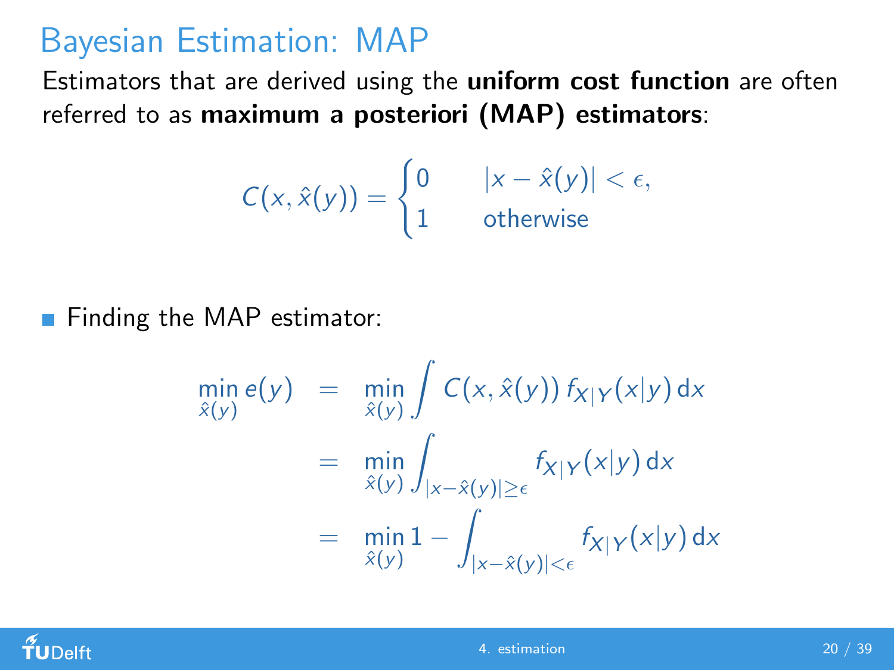# Bayesian Estimation: MAP

Estimators that are derived using the **uniform cost function** are often referred to as **maximum a posteriori (MAP) estimators**:

$$C(x, \hat{x}(y)) = \begin{cases} 0 & |x - \hat{x}(y)| < \epsilon, \\ 1 & \text{otherwise} \end{cases}$$

- Finding the MAP estimator:

$$\begin{aligned}
\min_{\hat{x}(y)} e(y) &= \min_{\hat{x}(y)} \int C(x, \hat{x}(y)) \, f_{X|Y}(x|y) \, \mathrm{d}x \\
&= \min_{\hat{x}(y)} \int_{|x - \hat{x}(y)| \geq \epsilon} f_{X|Y}(x|y) \, \mathrm{d}x \\
&= \min_{\hat{x}(y)} 1 - \int_{|x - \hat{x}(y)| < \epsilon} f_{X|Y}(x|y) \, \mathrm{d}x
\end{aligned}$$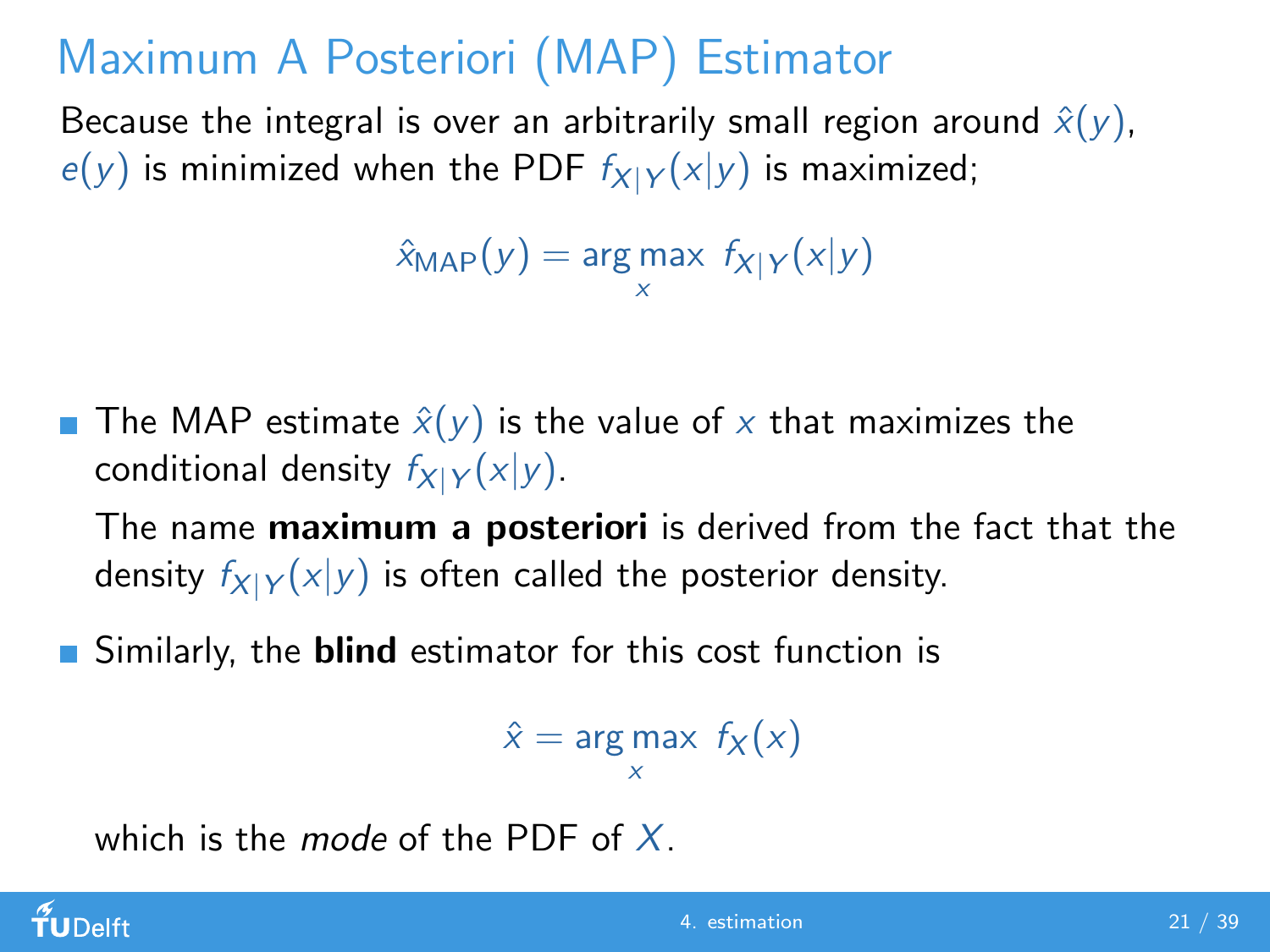# Maximum A Posteriori (MAP) Estimator

Because the integral is over an arbitrarily small region around $\hat{x}(y)$, $e(y)$ is minimized when the PDF $f_{X|Y}(x|y)$ is maximized;

$$\hat{x}_{\text{MAP}}(y) = \arg\max_{x} \; f_{X|Y}(x|y)$$

- The MAP estimate $\hat{x}(y)$ is the value of $x$ that maximizes the conditional density $f_{X|Y}(x|y)$.

  The name **maximum a posteriori** is derived from the fact that the density $f_{X|Y}(x|y)$ is often called the posterior density.

- Similarly, the **blind** estimator for this cost function is

  $$\hat{x} = \arg\max_{x} \; f_X(x)$$

  which is the *mode* of the PDF of $X$.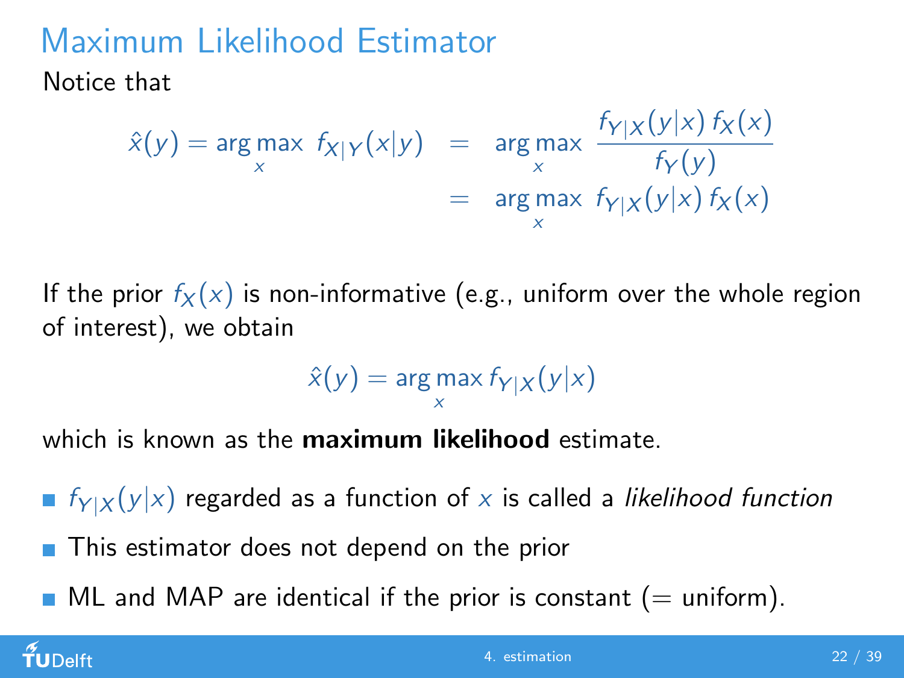# Maximum Likelihood Estimator

Notice that

$$
\begin{aligned}
\hat{x}(y) = \arg\max_x \; f_{X|Y}(x|y) &= \arg\max_x \; \frac{f_{Y|X}(y|x)\, f_X(x)}{f_Y(y)} \\
&= \arg\max_x \; f_{Y|X}(y|x)\, f_X(x)
\end{aligned}
$$

If the prior $f_X(x)$ is non-informative (e.g., uniform over the whole region of interest), we obtain

$$
\hat{x}(y) = \arg\max_x f_{Y|X}(y|x)
$$

which is known as the **maximum likelihood** estimate.

- $f_{Y|X}(y|x)$ regarded as a function of $x$ is called a *likelihood function*
- This estimator does not depend on the prior
- ML and MAP are identical if the prior is constant (= uniform).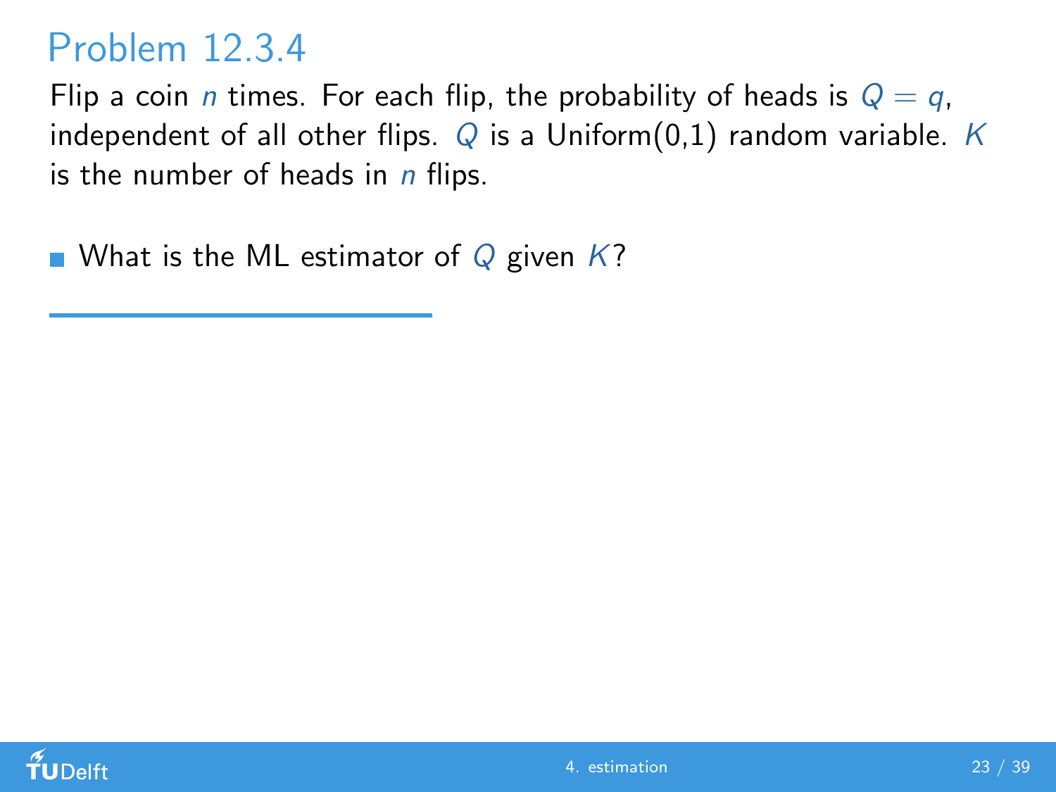# Problem 12.3.4

Flip a coin $n$ times. For each flip, the probability of heads is $Q = q$, independent of all other flips. $Q$ is a Uniform(0,1) random variable. $K$ is the number of heads in $n$ flips.

- What is the ML estimator of $Q$ given $K$?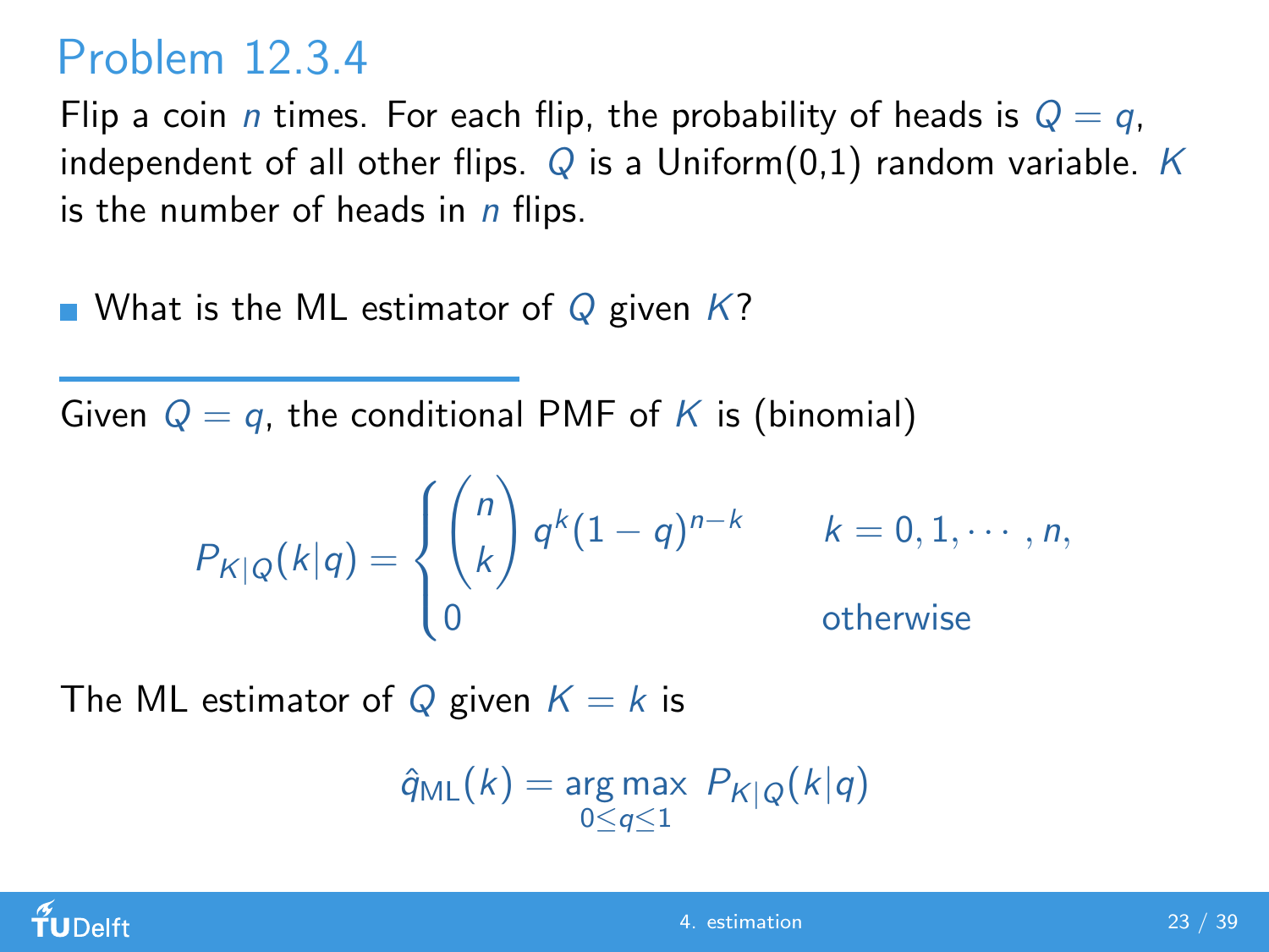# Problem 12.3.4

Flip a coin $n$ times. For each flip, the probability of heads is $Q = q$, independent of all other flips. $Q$ is a Uniform(0,1) random variable. $K$ is the number of heads in $n$ flips.

- What is the ML estimator of $Q$ given $K$?

---

Given $Q = q$, the conditional PMF of $K$ is (binomial)

$$P_{K|Q}(k|q) = \begin{cases} \binom{n}{k} q^k (1-q)^{n-k} & k = 0, 1, \cdots, n, \\ 0 & \text{otherwise} \end{cases}$$

The ML estimator of $Q$ given $K = k$ is

$$\hat{q}_{\text{ML}}(k) = \underset{0 \leq q \leq 1}{\arg\max} \; P_{K|Q}(k|q)$$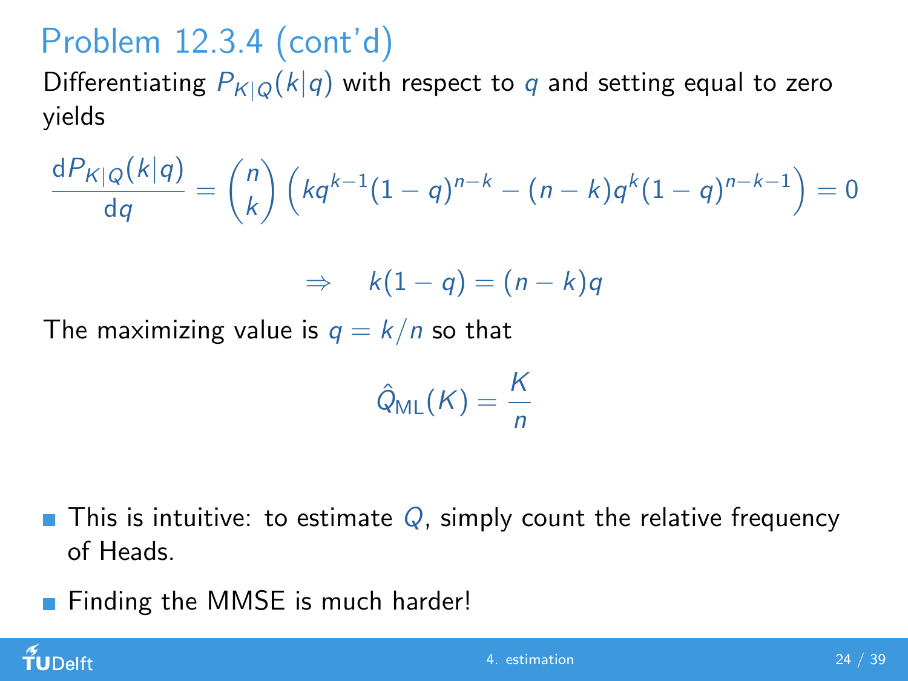# Problem 12.3.4 (cont'd)

Differentiating $P_{K|Q}(k|q)$ with respect to $q$ and setting equal to zero yields

$$\frac{\mathrm{d}P_{K|Q}(k|q)}{\mathrm{d}q} = \binom{n}{k}\left(kq^{k-1}(1-q)^{n-k} - (n-k)q^k(1-q)^{n-k-1}\right) = 0$$

$$\Rightarrow \quad k(1-q) = (n-k)q$$

The maximizing value is $q = k/n$ so that

$$\hat{Q}_{\mathrm{ML}}(K) = \frac{K}{n}$$

- This is intuitive: to estimate $Q$, simply count the relative frequency of Heads.
- Finding the MMSE is much harder!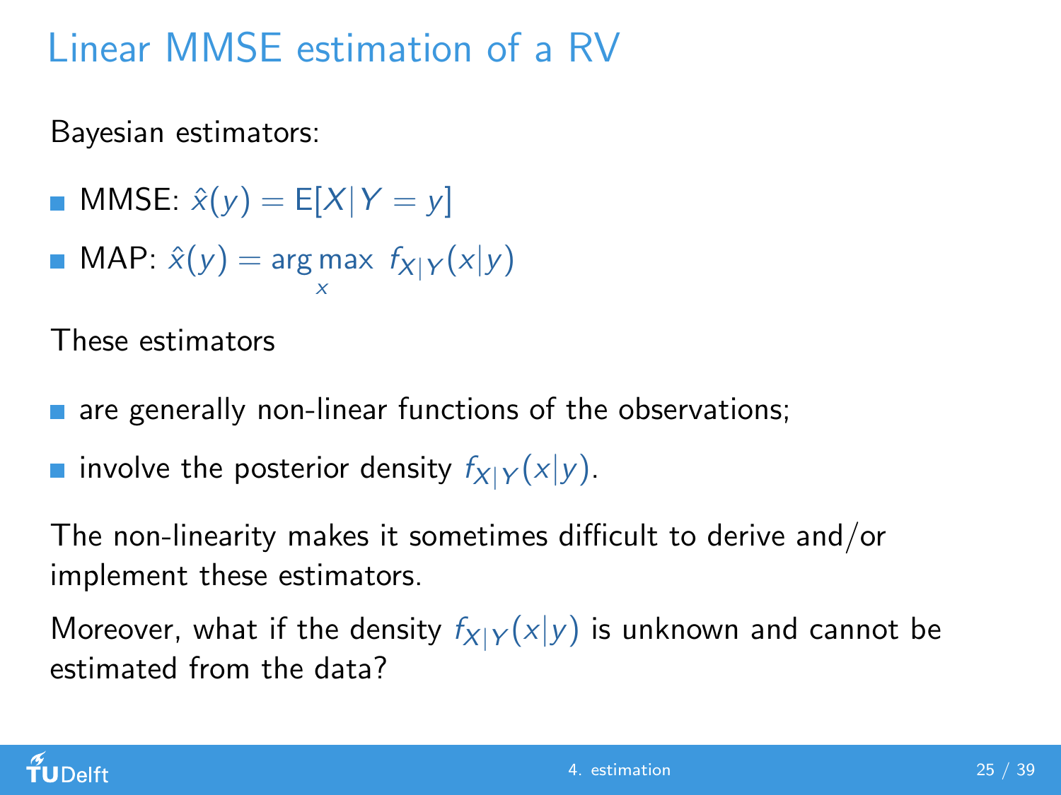# Linear MMSE estimation of a RV

Bayesian estimators:

- MMSE: $\hat{x}(y) = \mathrm{E}[X|Y = y]$
- MAP: $\hat{x}(y) = \arg\max_{x} \ f_{X|Y}(x|y)$

These estimators

- are generally non-linear functions of the observations;
- involve the posterior density $f_{X|Y}(x|y)$.

The non-linearity makes it sometimes difficult to derive and/or implement these estimators.

Moreover, what if the density $f_{X|Y}(x|y)$ is unknown and cannot be estimated from the data?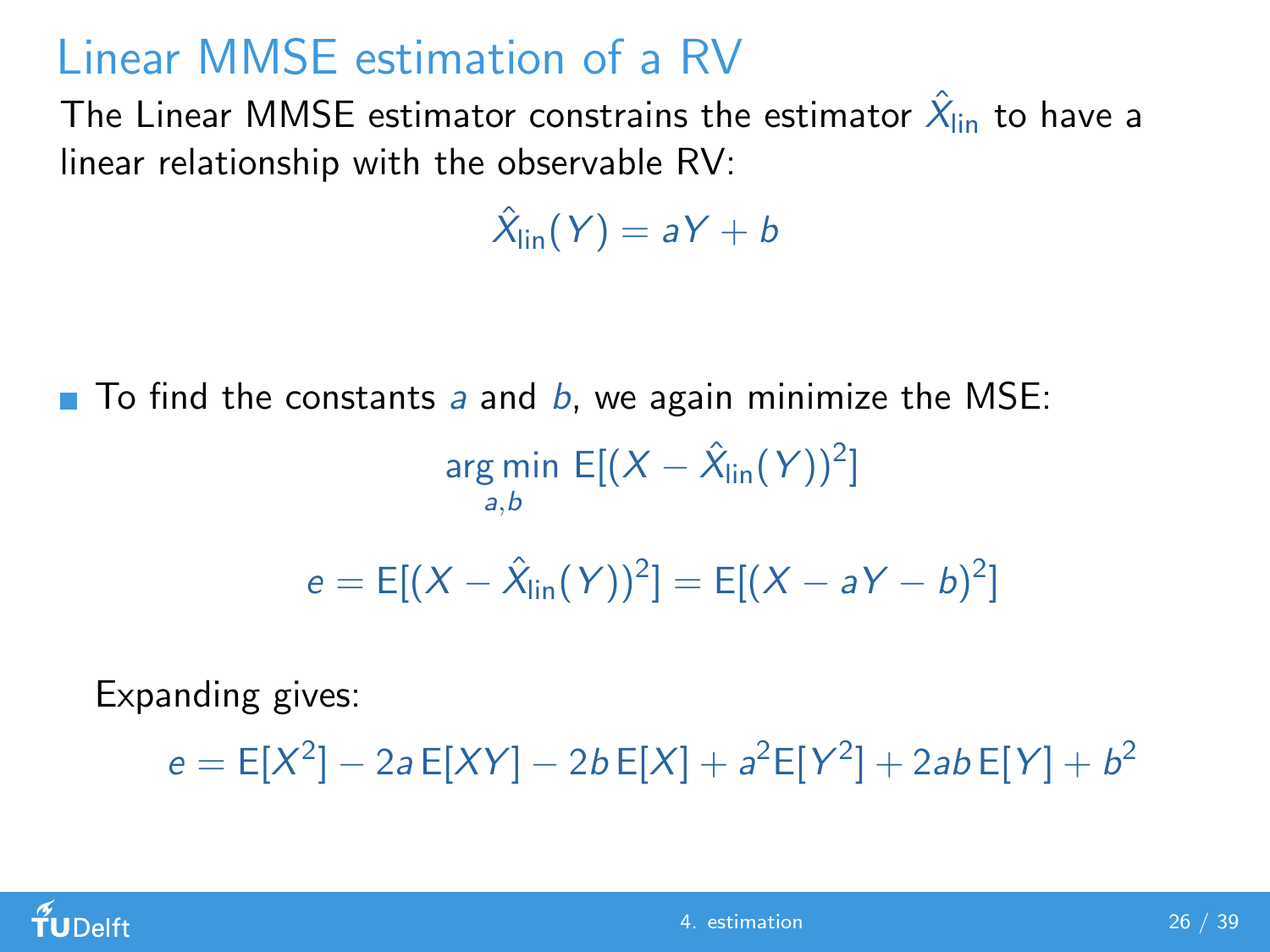# Linear MMSE estimation of a RV

The Linear MMSE estimator constrains the estimator $\hat{X}_{\text{lin}}$ to have a linear relationship with the observable RV:

$$\hat{X}_{\text{lin}}(Y) = aY + b$$

- To find the constants $a$ and $b$, we again minimize the MSE:

$$\arg\min_{a,b} \mathrm{E}[(X - \hat{X}_{\text{lin}}(Y))^2]$$

$$e = \mathrm{E}[(X - \hat{X}_{\text{lin}}(Y))^2] = \mathrm{E}[(X - aY - b)^2]$$

Expanding gives:

$$e = \mathrm{E}[X^2] - 2a\,\mathrm{E}[XY] - 2b\,\mathrm{E}[X] + a^2\mathrm{E}[Y^2] + 2ab\,\mathrm{E}[Y] + b^2$$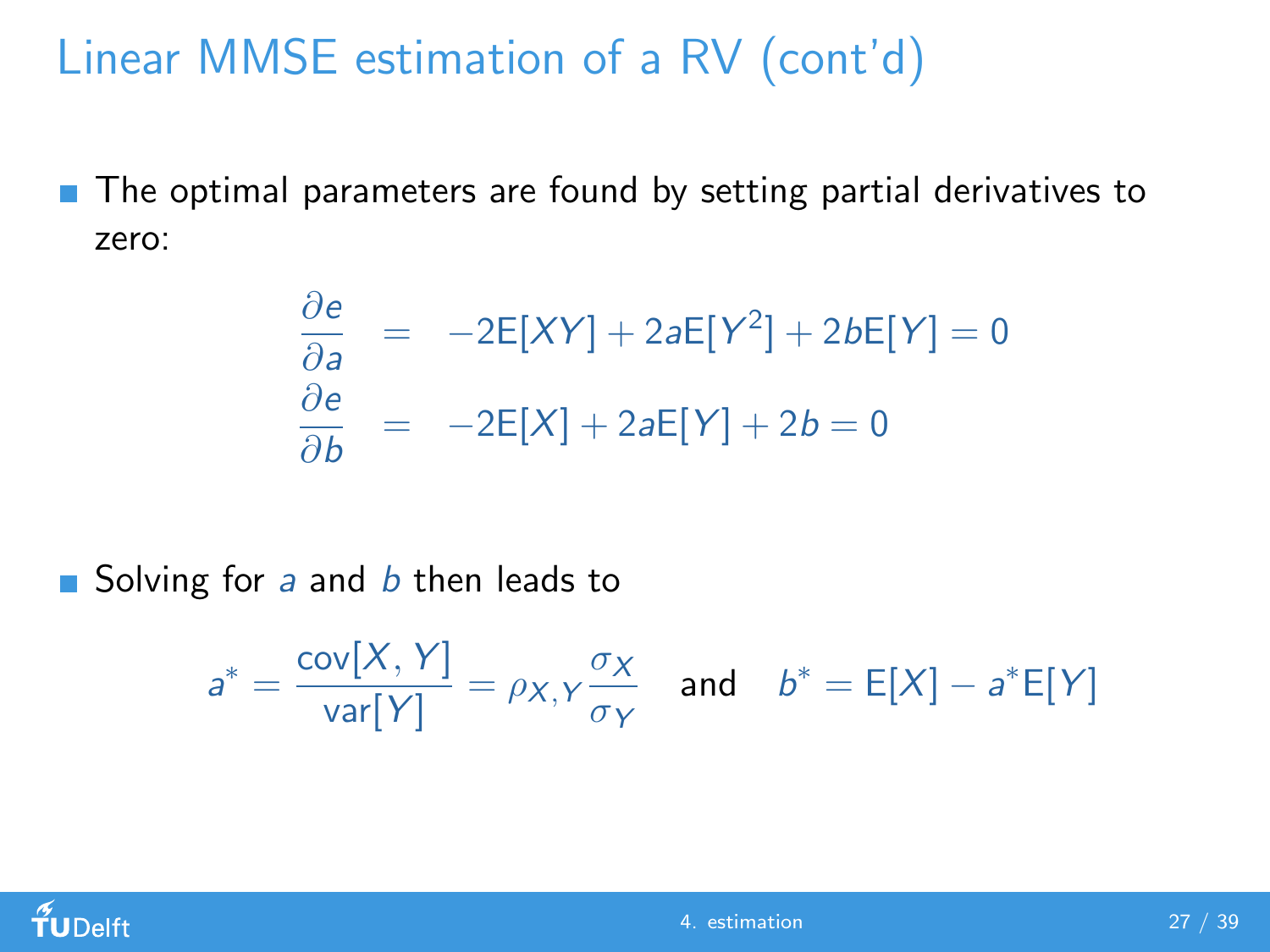# Linear MMSE estimation of a RV (cont'd)

- The optimal parameters are found by setting partial derivatives to zero:

$$
\begin{aligned}
\frac{\partial e}{\partial a} &= -2\mathrm{E}[XY] + 2a\mathrm{E}[Y^2] + 2b\mathrm{E}[Y] = 0 \\
\frac{\partial e}{\partial b} &= -2\mathrm{E}[X] + 2a\mathrm{E}[Y] + 2b = 0
\end{aligned}
$$

- Solving for $a$ and $b$ then leads to

$$
a^* = \frac{\mathrm{cov}[X, Y]}{\mathrm{var}[Y]} = \rho_{X,Y}\frac{\sigma_X}{\sigma_Y} \quad \text{and} \quad b^* = \mathrm{E}[X] - a^*\mathrm{E}[Y]
$$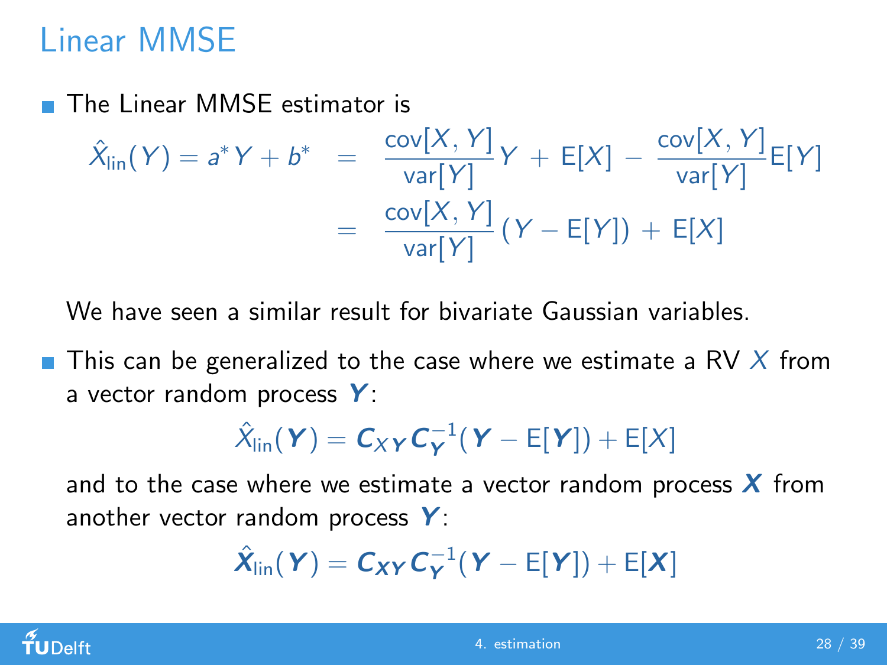# Linear MMSE

- The Linear MMSE estimator is

$$\hat{X}_{\text{lin}}(Y) = a^* Y + b^* = \frac{\text{cov}[X,Y]}{\text{var}[Y]} Y + \text{E}[X] - \frac{\text{cov}[X,Y]}{\text{var}[Y]} \text{E}[Y]$$

$$= \frac{\text{cov}[X,Y]}{\text{var}[Y]} (Y - \text{E}[Y]) + \text{E}[X]$$

  We have seen a similar result for bivariate Gaussian variables.

- This can be generalized to the case where we estimate a RV $X$ from a vector random process $\boldsymbol{Y}$:

$$\hat{X}_{\text{lin}}(\boldsymbol{Y}) = \boldsymbol{C}_{X\boldsymbol{Y}} \boldsymbol{C}_{\boldsymbol{Y}}^{-1} (\boldsymbol{Y} - \text{E}[\boldsymbol{Y}]) + \text{E}[X]$$

  and to the case where we estimate a vector random process $\boldsymbol{X}$ from another vector random process $\boldsymbol{Y}$:

$$\hat{\boldsymbol{X}}_{\text{lin}}(\boldsymbol{Y}) = \boldsymbol{C}_{\boldsymbol{X}\boldsymbol{Y}} \boldsymbol{C}_{\boldsymbol{Y}}^{-1} (\boldsymbol{Y} - \text{E}[\boldsymbol{Y}]) + \text{E}[\boldsymbol{X}]$$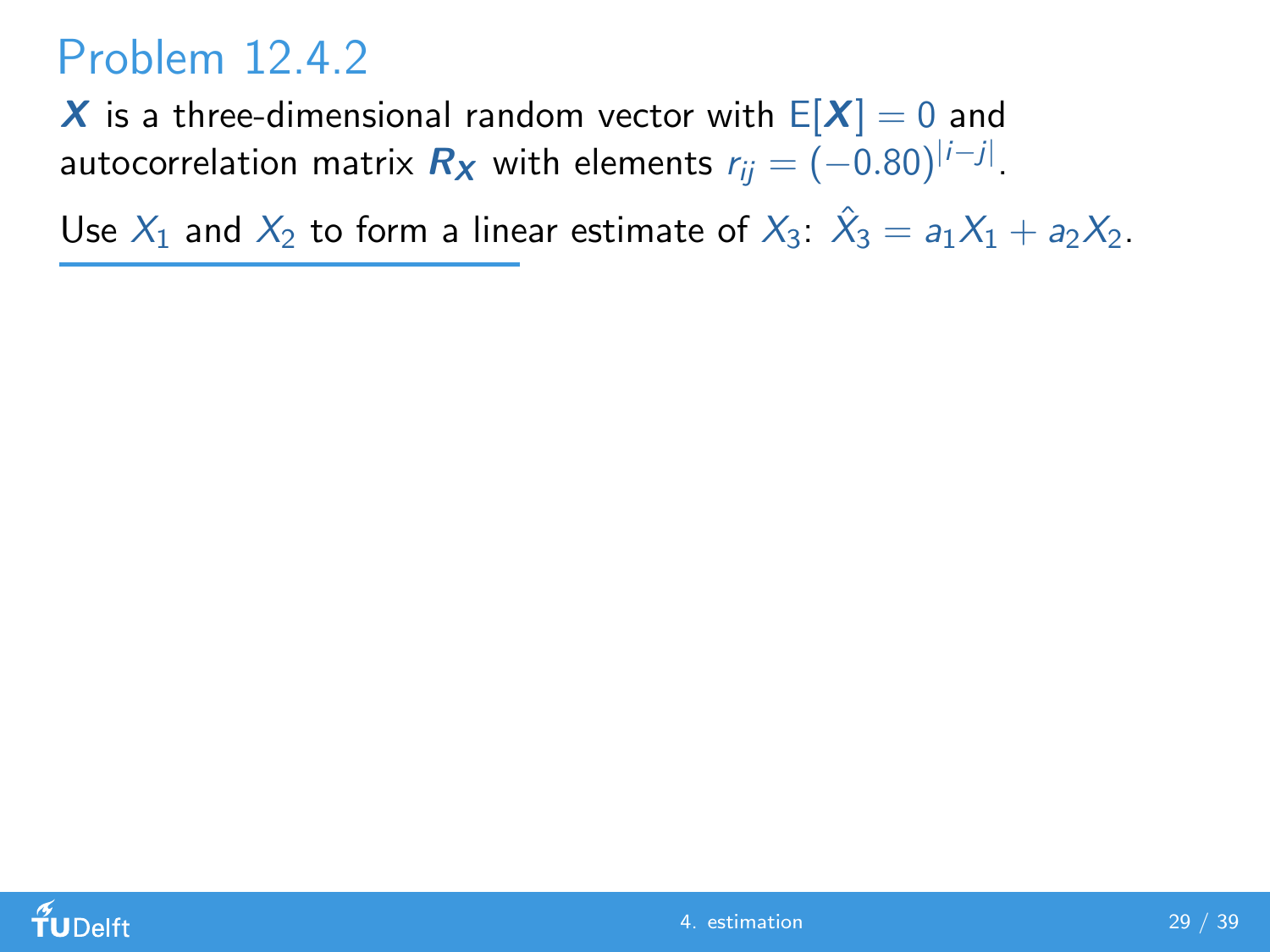# Problem 12.4.2

$\boldsymbol{X}$ is a three-dimensional random vector with $\mathrm{E}[\boldsymbol{X}] = 0$ and autocorrelation matrix $\boldsymbol{R_X}$ with elements $r_{ij} = (-0.80)^{|i-j|}$.

Use $X_1$ and $X_2$ to form a linear estimate of $X_3$: $\hat{X}_3 = a_1 X_1 + a_2 X_2$.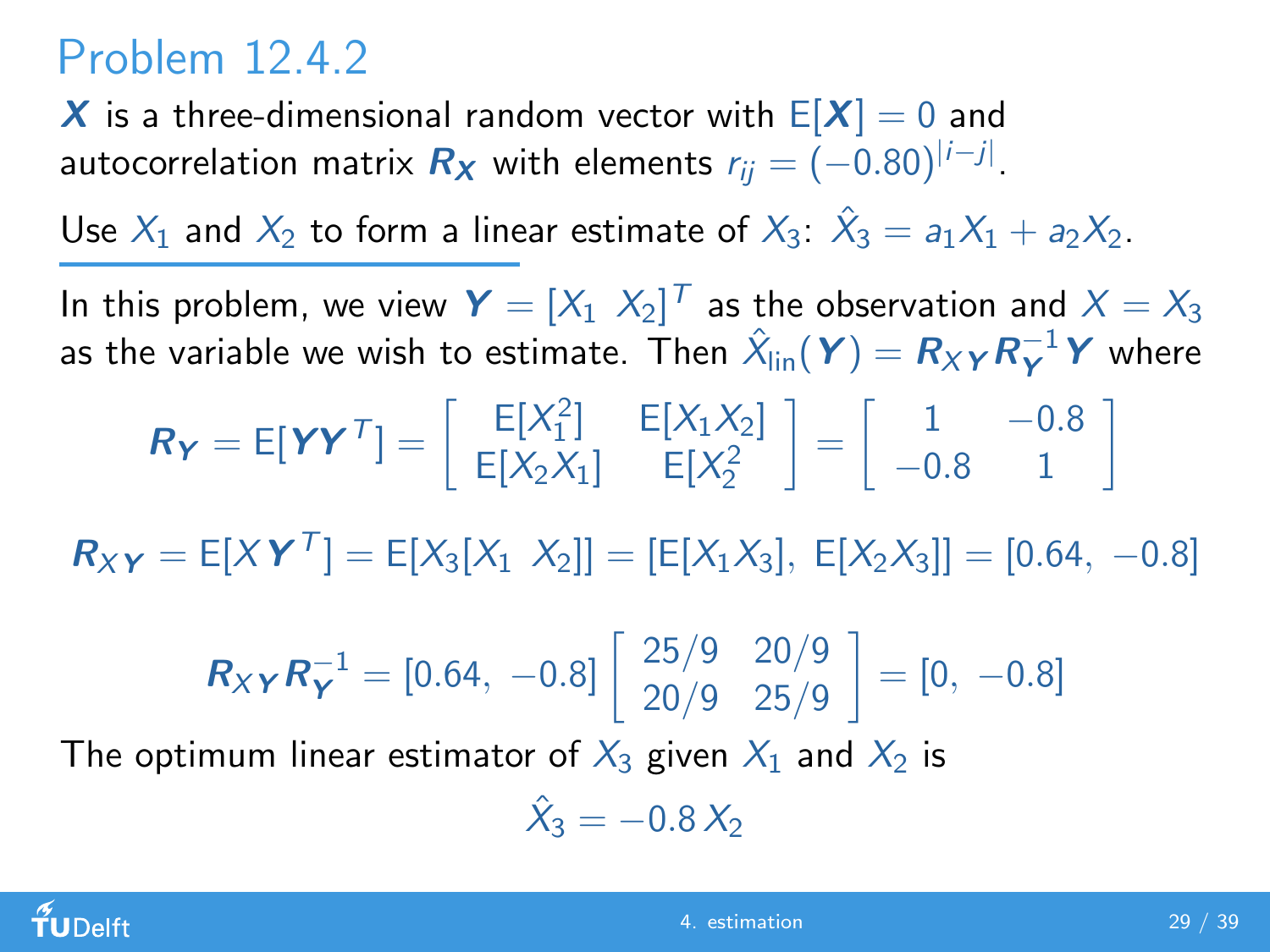# Problem 12.4.2

$\boldsymbol{X}$ is a three-dimensional random vector with $\mathrm{E}[\boldsymbol{X}] = 0$ and autocorrelation matrix $\boldsymbol{R_X}$ with elements $r_{ij} = (-0.80)^{|i-j|}$.

Use $X_1$ and $X_2$ to form a linear estimate of $X_3$: $\hat{X}_3 = a_1 X_1 + a_2 X_2$.

In this problem, we view $\boldsymbol{Y} = [X_1 \;\; X_2]^T$ as the observation and $X = X_3$ as the variable we wish to estimate. Then $\hat{X}_{\text{lin}}(\boldsymbol{Y}) = \boldsymbol{R}_{X\boldsymbol{Y}} \boldsymbol{R}_{\boldsymbol{Y}}^{-1} \boldsymbol{Y}$ where

$$\boldsymbol{R_Y} = \mathrm{E}[\boldsymbol{Y}\boldsymbol{Y}^T] = \begin{bmatrix} \mathrm{E}[X_1^2] & \mathrm{E}[X_1 X_2] \\ \mathrm{E}[X_2 X_1] & \mathrm{E}[X_2^2] \end{bmatrix} = \begin{bmatrix} 1 & -0.8 \\ -0.8 & 1 \end{bmatrix}$$

$$\boldsymbol{R}_{X\boldsymbol{Y}} = \mathrm{E}[X\boldsymbol{Y}^T] = \mathrm{E}[X_3[X_1 \;\; X_2]] = [\mathrm{E}[X_1 X_3], \; \mathrm{E}[X_2 X_3]] = [0.64, \; -0.8]$$

$$\boldsymbol{R}_{X\boldsymbol{Y}} \boldsymbol{R}_{\boldsymbol{Y}}^{-1} = [0.64, \; -0.8] \begin{bmatrix} 25/9 & 20/9 \\ 20/9 & 25/9 \end{bmatrix} = [0, \; -0.8]$$

The optimum linear estimator of $X_3$ given $X_1$ and $X_2$ is

$$\hat{X}_3 = -0.8\, X_2$$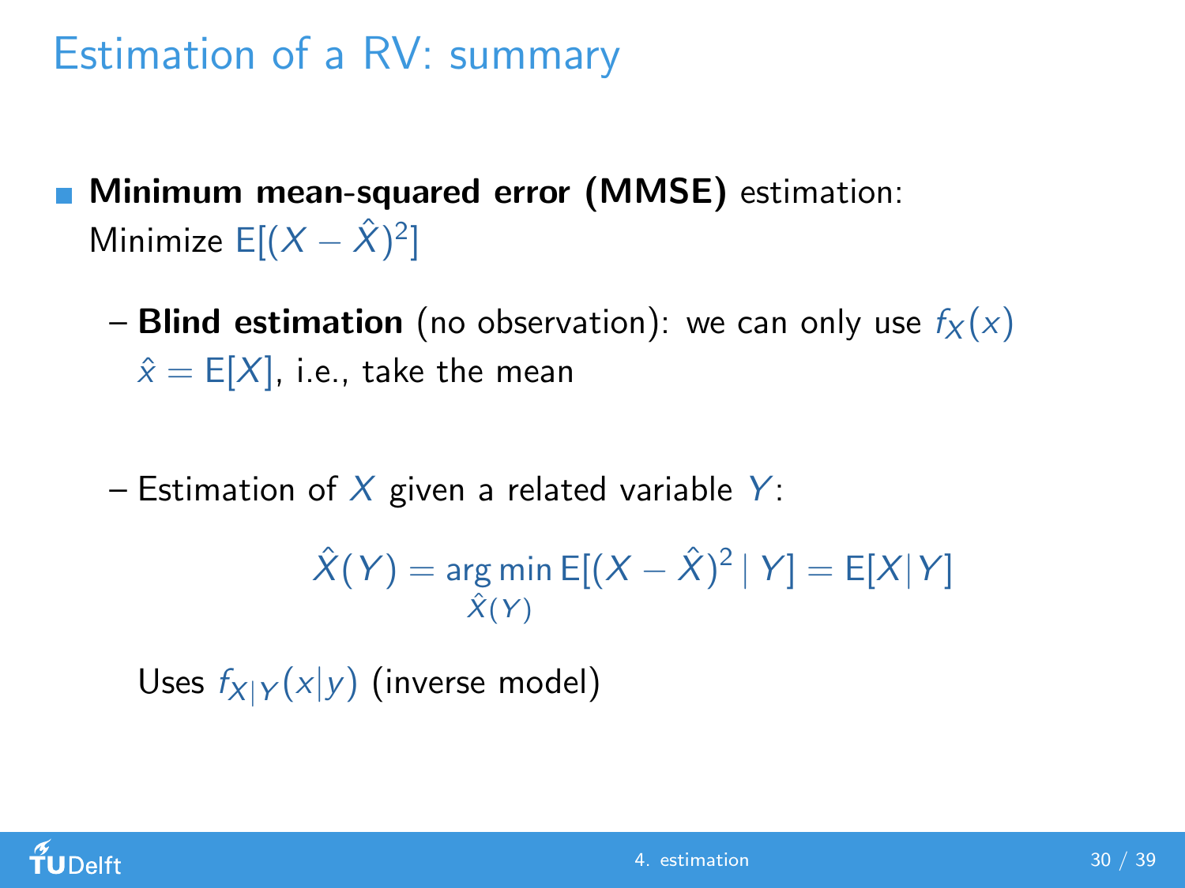# Estimation of a RV: summary

- **Minimum mean-squared error (MMSE)** estimation: Minimize $\mathrm{E}[(X - \hat{X})^2]$

  - **Blind estimation** (no observation): we can only use $f_X(x)$
    $\hat{x} = \mathrm{E}[X]$, i.e., take the mean

  - Estimation of $X$ given a related variable $Y$:

$$\hat{X}(Y) = \underset{\hat{X}(Y)}{\arg\min}\, \mathrm{E}[(X - \hat{X})^2 \mid Y] = \mathrm{E}[X|Y]$$

    Uses $f_{X|Y}(x|y)$ (inverse model)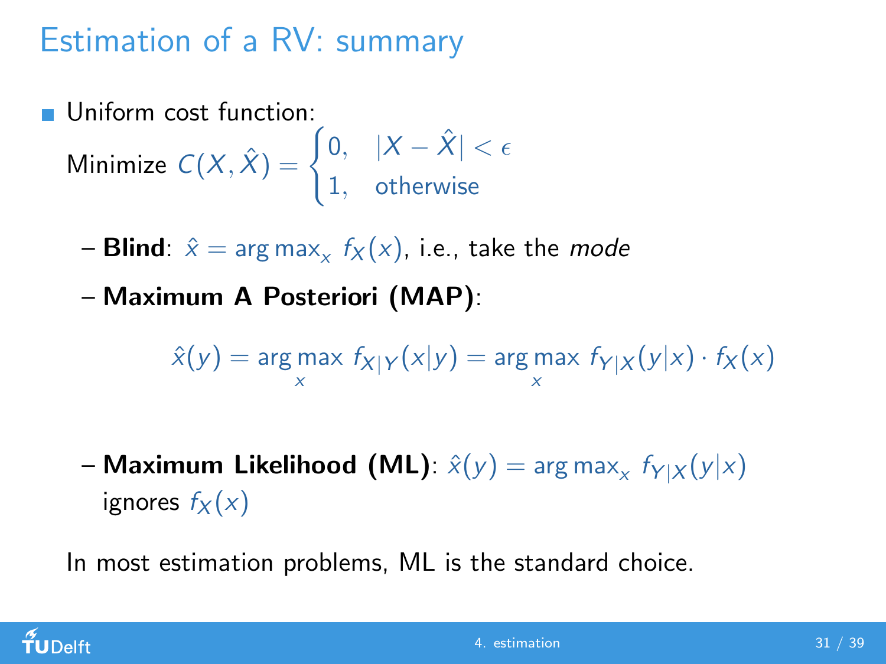# Estimation of a RV: summary

- Uniform cost function:

  Minimize $C(X, \hat{X}) = \begin{cases} 0, & |X - \hat{X}| < \epsilon \\ 1, & \text{otherwise} \end{cases}$

  – **Blind**: $\hat{x} = \arg\max_x \; f_X(x)$, i.e., take the *mode*

  – **Maximum A Posteriori (MAP)**:

$$\hat{x}(y) = \arg\max_x \; f_{X|Y}(x|y) = \arg\max_x \; f_{Y|X}(y|x) \cdot f_X(x)$$

  – **Maximum Likelihood (ML)**: $\hat{x}(y) = \arg\max_x \; f_{Y|X}(y|x)$
  ignores $f_X(x)$

In most estimation problems, ML is the standard choice.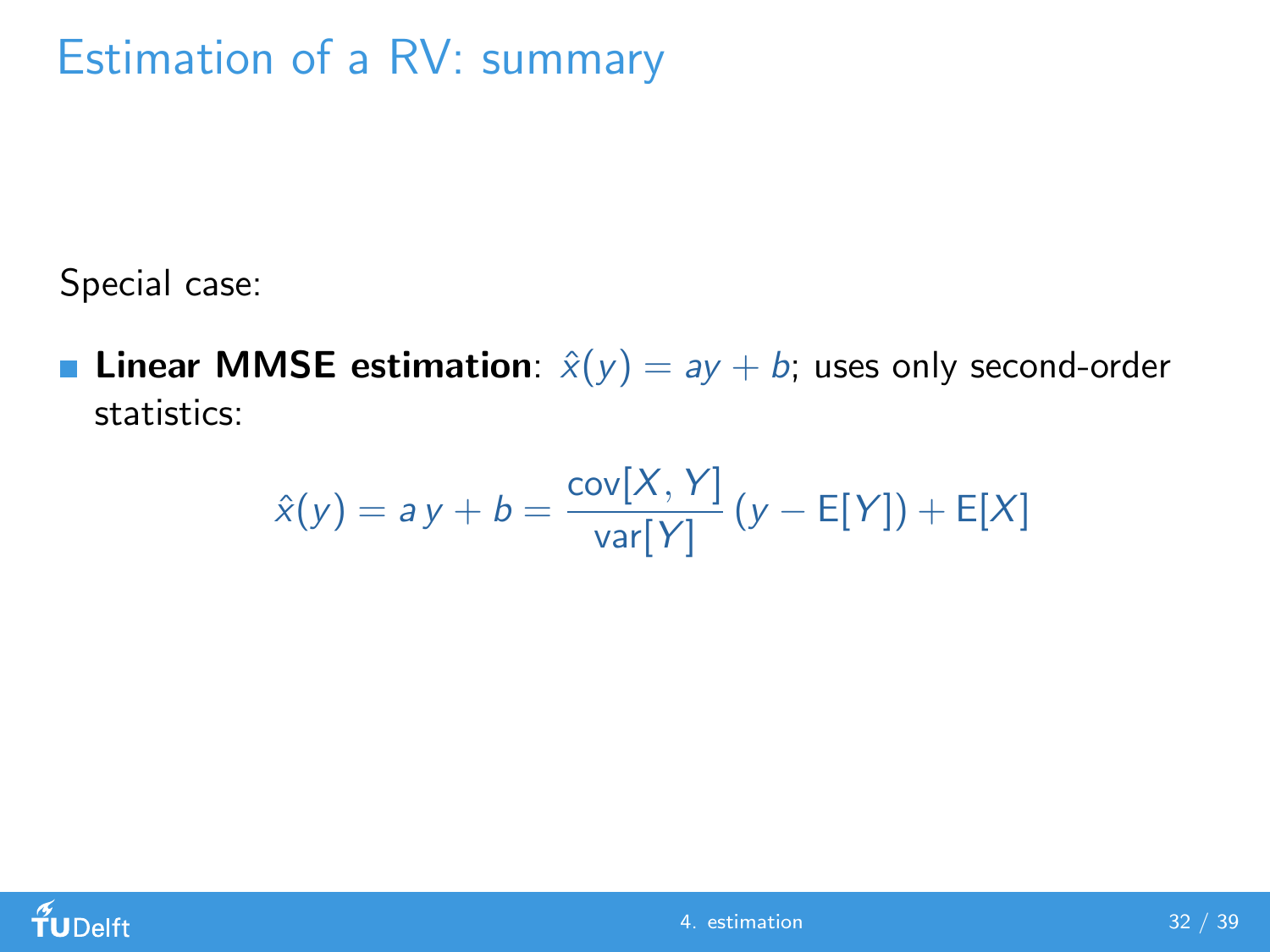# Estimation of a RV: summary

Special case:

- **Linear MMSE estimation**: $\hat{x}(y) = ay + b$; uses only second-order statistics:

$$\hat{x}(y) = a\,y + b = \frac{\mathrm{cov}[X, Y]}{\mathrm{var}[Y]}\,(y - \mathrm{E}[Y]) + \mathrm{E}[X]$$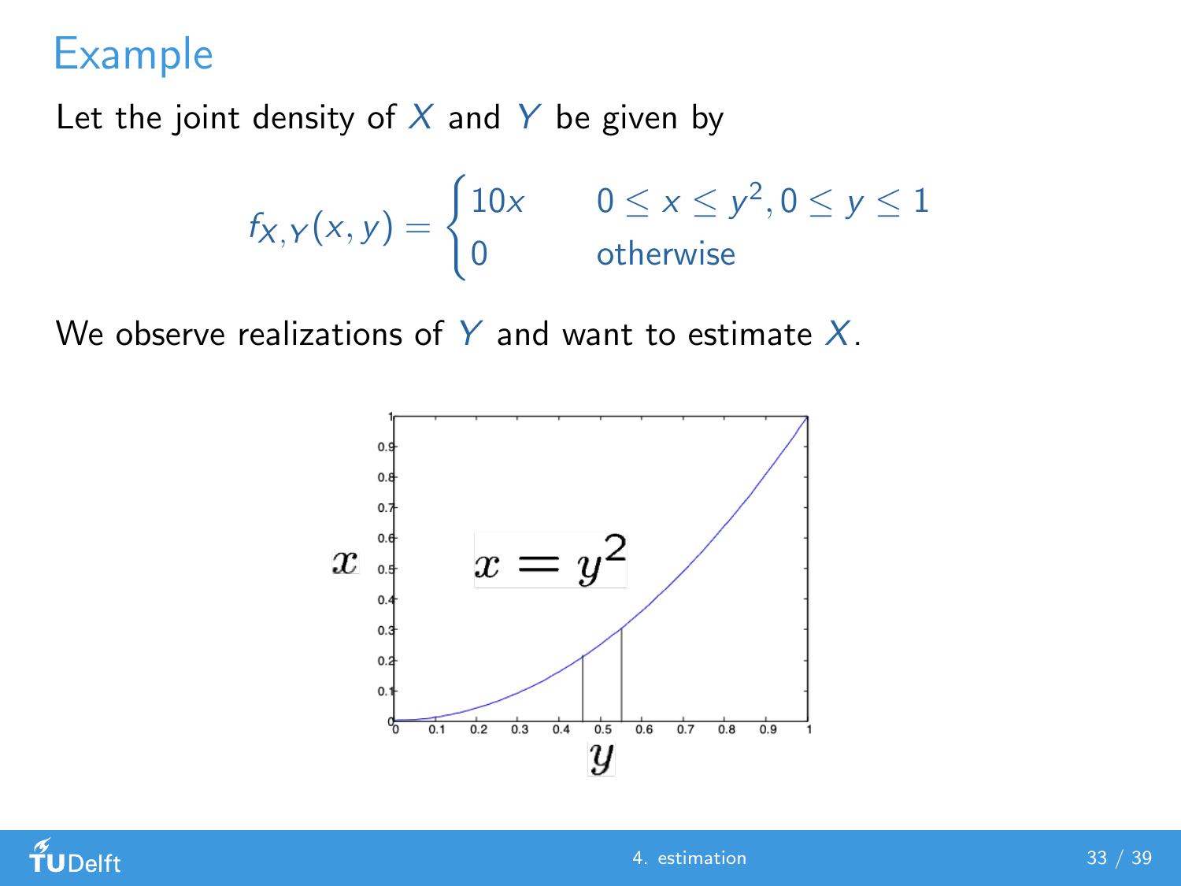# Example

Let the joint density of $X$ and $Y$ be given by

$$f_{X,Y}(x,y) = \begin{cases} 10x & 0 \leq x \leq y^2, 0 \leq y \leq 1 \\ 0 & \text{otherwise} \end{cases}$$

We observe realizations of $Y$ and want to estimate $X$.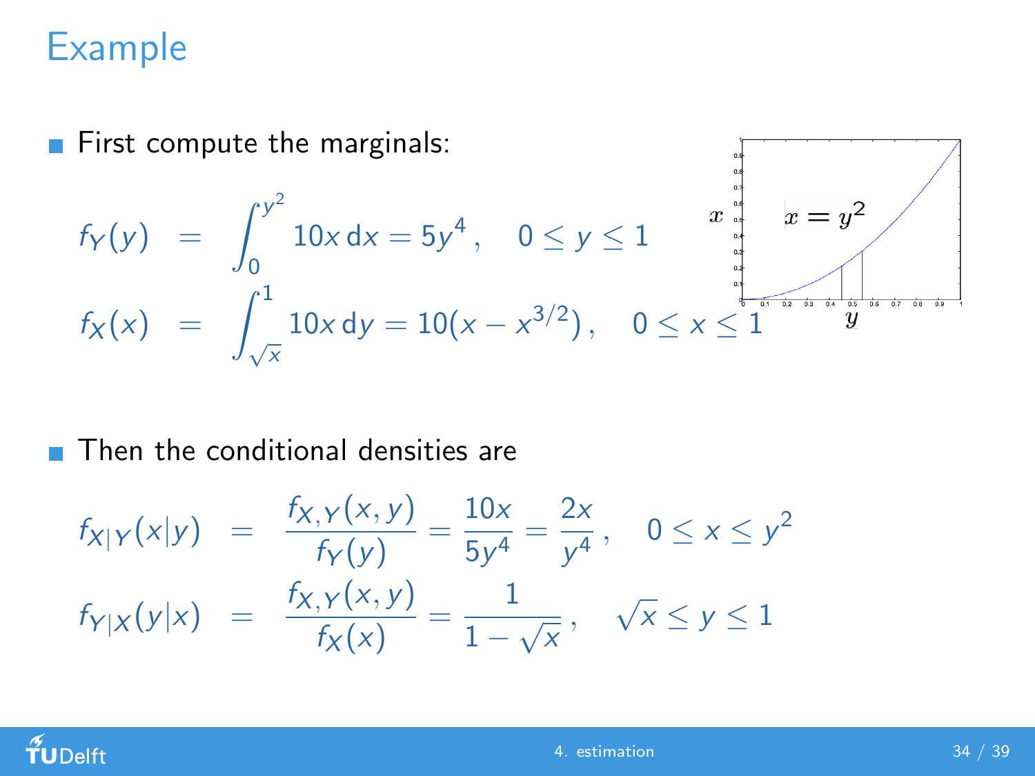# Example

- First compute the marginals:

$$f_Y(y) = \int_0^{y^2} 10x \, dx = 5y^4, \quad 0 \le y \le 1$$

$$f_X(x) = \int_{\sqrt{x}}^1 10x \, dy = 10(x - x^{3/2}), \quad 0 \le x \le 1$$

- Then the conditional densities are

$$f_{X|Y}(x|y) = \frac{f_{X,Y}(x,y)}{f_Y(y)} = \frac{10x}{5y^4} = \frac{2x}{y^4}, \quad 0 \le x \le y^2$$

$$f_{Y|X}(y|x) = \frac{f_{X,Y}(x,y)}{f_X(x)} = \frac{1}{1-\sqrt{x}}, \quad \sqrt{x} \le y \le 1$$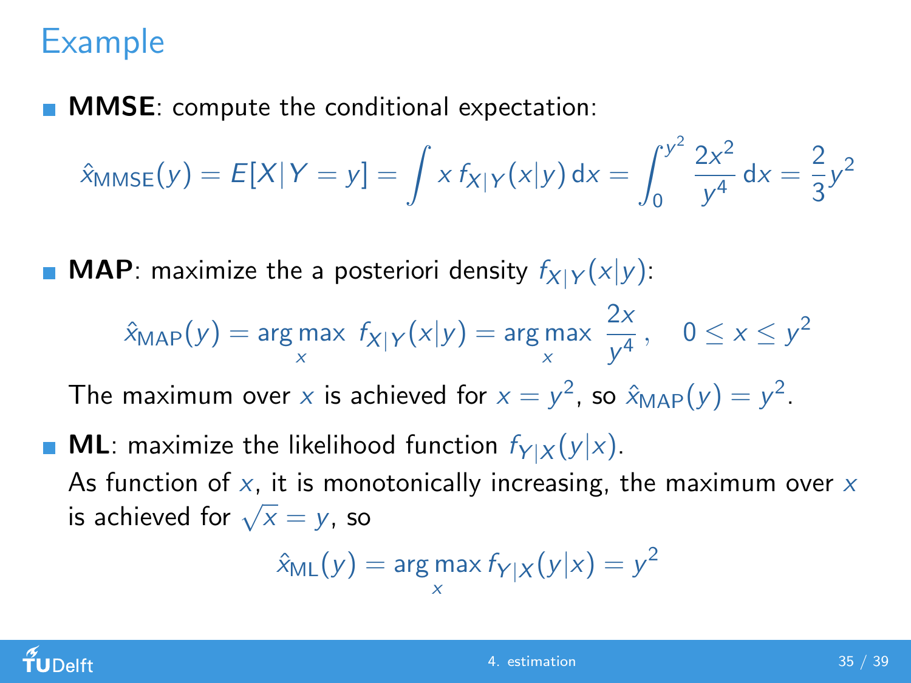# Example

- **MMSE**: compute the conditional expectation:

$$\hat{x}_{\text{MMSE}}(y) = E[X|Y=y] = \int x\, f_{X|Y}(x|y)\, \mathrm{d}x = \int_0^{y^2} \frac{2x^2}{y^4}\, \mathrm{d}x = \frac{2}{3}y^2$$

- **MAP**: maximize the a posteriori density $f_{X|Y}(x|y)$:

$$\hat{x}_{\text{MAP}}(y) = \arg\max_x \; f_{X|Y}(x|y) = \arg\max_x \; \frac{2x}{y^4}\,, \quad 0 \le x \le y^2$$

  The maximum over $x$ is achieved for $x = y^2$, so $\hat{x}_{\text{MAP}}(y) = y^2$.

- **ML**: maximize the likelihood function $f_{Y|X}(y|x)$.
  As function of $x$, it is monotonically increasing, the maximum over $x$ is achieved for $\sqrt{x} = y$, so

$$\hat{x}_{\text{ML}}(y) = \arg\max_x f_{Y|X}(y|x) = y^2$$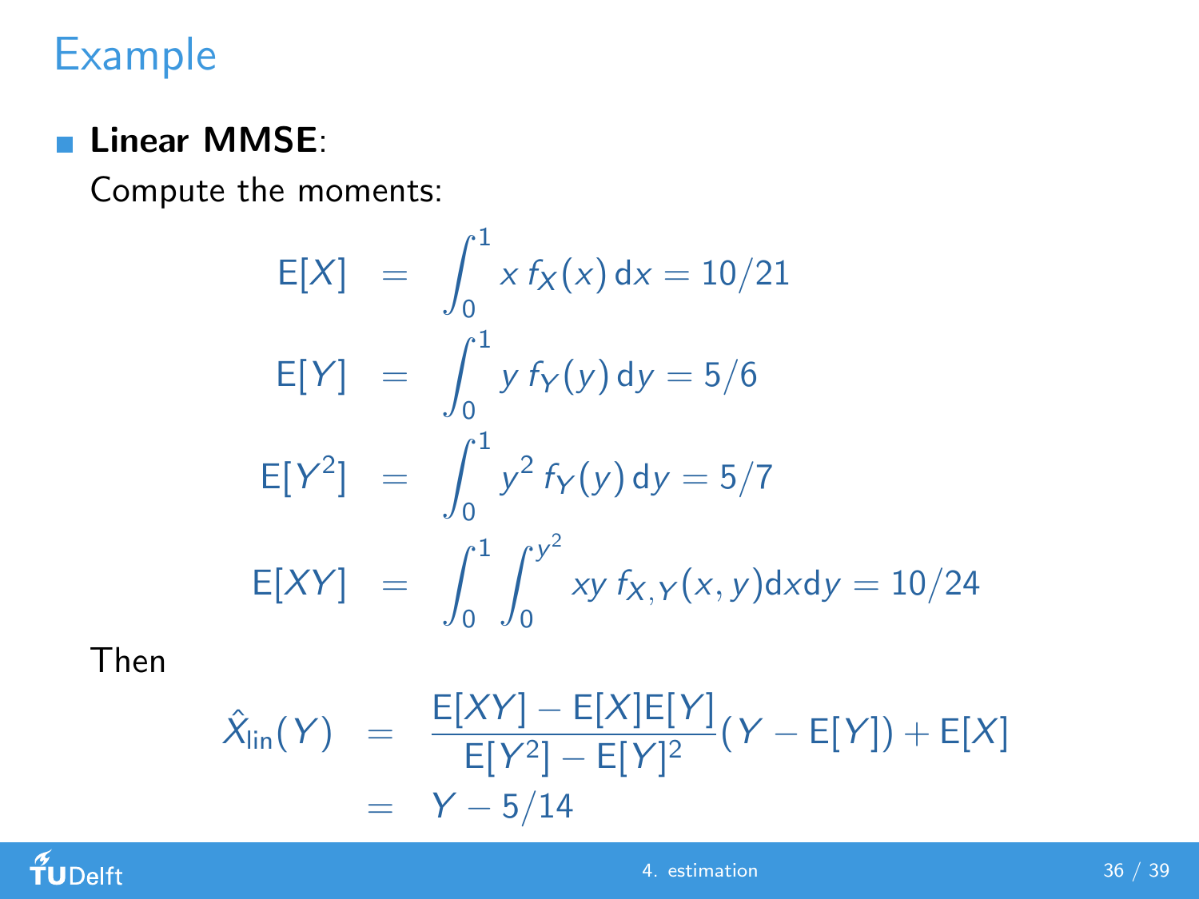## Example

- **Linear MMSE**:

  Compute the moments:

$$
\begin{aligned}
\mathrm{E}[X] &= \int_0^1 x\, f_X(x)\,\mathrm{d}x = 10/21 \\
\mathrm{E}[Y] &= \int_0^1 y\, f_Y(y)\,\mathrm{d}y = 5/6 \\
\mathrm{E}[Y^2] &= \int_0^1 y^2\, f_Y(y)\,\mathrm{d}y = 5/7 \\
\mathrm{E}[XY] &= \int_0^1 \int_0^{y^2} xy\, f_{X,Y}(x,y)\mathrm{d}x\mathrm{d}y = 10/24
\end{aligned}
$$

  Then

$$
\begin{aligned}
\hat{X}_{\mathrm{lin}}(Y) &= \frac{\mathrm{E}[XY] - \mathrm{E}[X]\mathrm{E}[Y]}{\mathrm{E}[Y^2] - \mathrm{E}[Y]^2}(Y - \mathrm{E}[Y]) + \mathrm{E}[X] \\
&= Y - 5/14
\end{aligned}
$$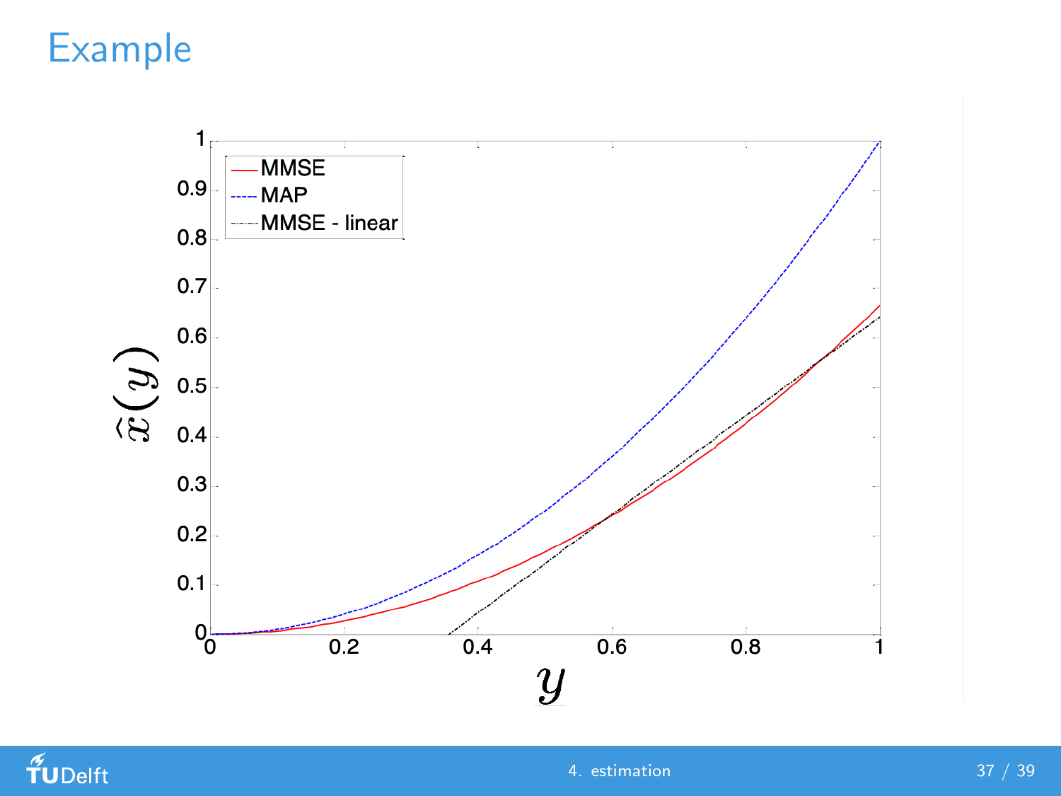# Example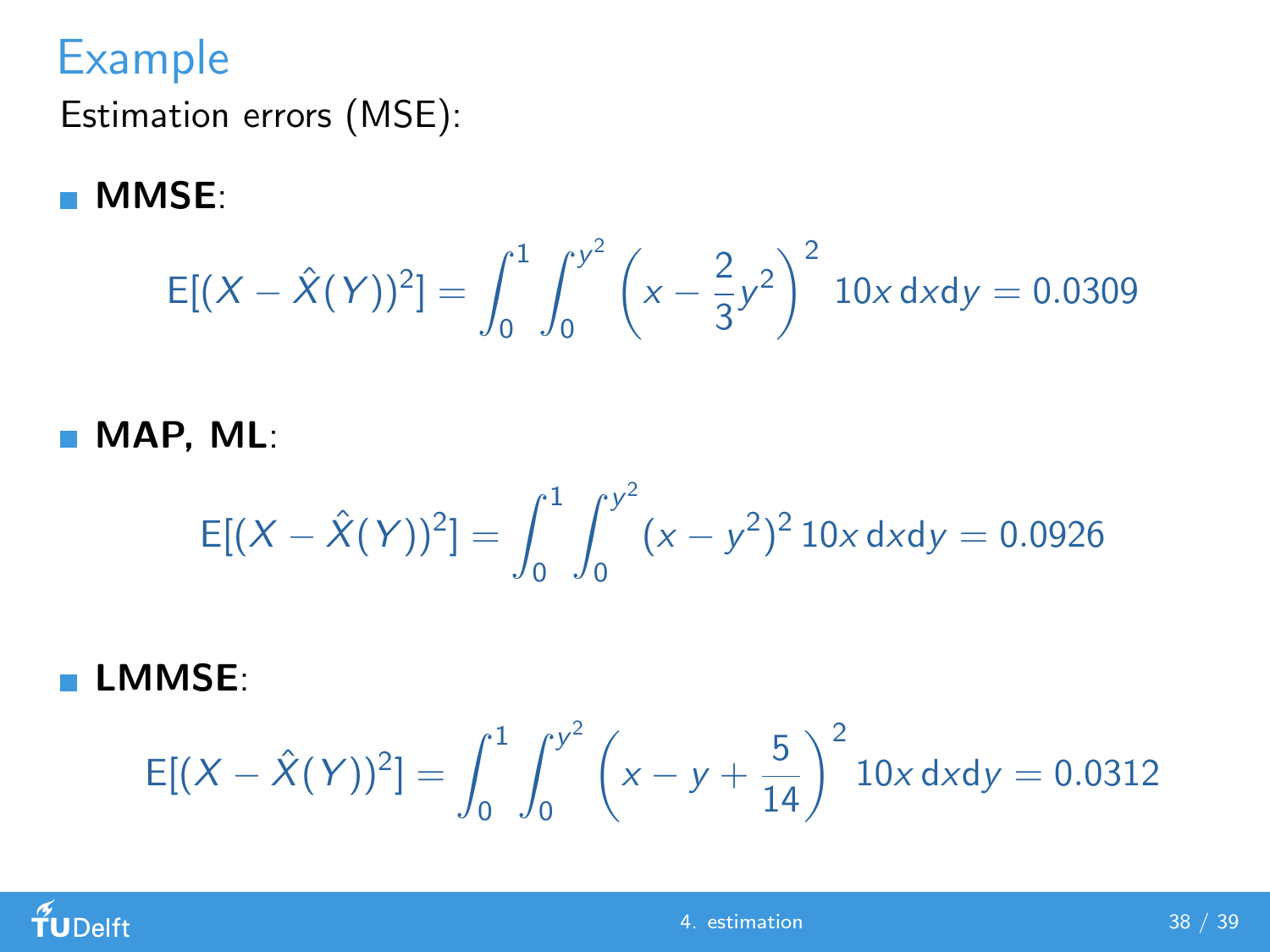## Example

Estimation errors (MSE):

- **MMSE**:

$$\mathrm{E}[(X - \hat{X}(Y))^2] = \int_0^1 \int_0^{y^2} \left(x - \frac{2}{3}y^2\right)^2 10x \,\mathrm{d}x\mathrm{d}y = 0.0309$$

- **MAP, ML**:

$$\mathrm{E}[(X - \hat{X}(Y))^2] = \int_0^1 \int_0^{y^2} (x - y^2)^2 \, 10x \,\mathrm{d}x\mathrm{d}y = 0.0926$$

- **LMMSE**:

$$\mathrm{E}[(X - \hat{X}(Y))^2] = \int_0^1 \int_0^{y^2} \left(x - y + \frac{5}{14}\right)^2 10x \,\mathrm{d}x\mathrm{d}y = 0.0312$$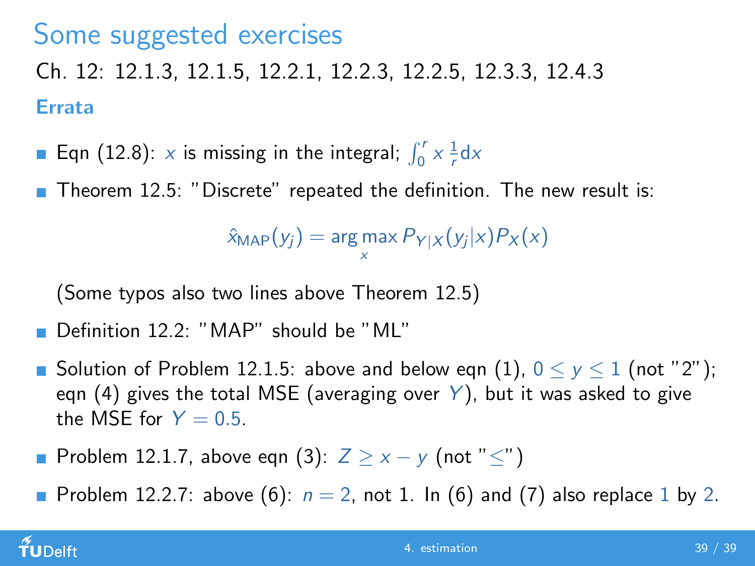# Some suggested exercises

Ch. 12: 12.1.3, 12.1.5, 12.2.1, 12.2.3, 12.2.5, 12.3.3, 12.4.3

### Errata

- Eqn (12.8): $x$ is missing in the integral; $\int_0^r x \, \frac{1}{r} \mathrm{d}x$
- Theorem 12.5: "Discrete" repeated the definition. The new result is:

  $$\hat{x}_{\text{MAP}}(y_j) = \arg\max_x P_{Y|X}(y_j|x) P_X(x)$$

  (Some typos also two lines above Theorem 12.5)
- Definition 12.2: "MAP" should be "ML"
- Solution of Problem 12.1.5: above and below eqn (1), $0 \le y \le 1$ (not "2"); eqn (4) gives the total MSE (averaging over $Y$), but it was asked to give the MSE for $Y = 0.5$.
- Problem 12.1.7, above eqn (3): $Z \ge x - y$ (not "$\le$")
- Problem 12.2.7: above (6): $n = 2$, not 1. In (6) and (7) also replace $1$ by $2$.